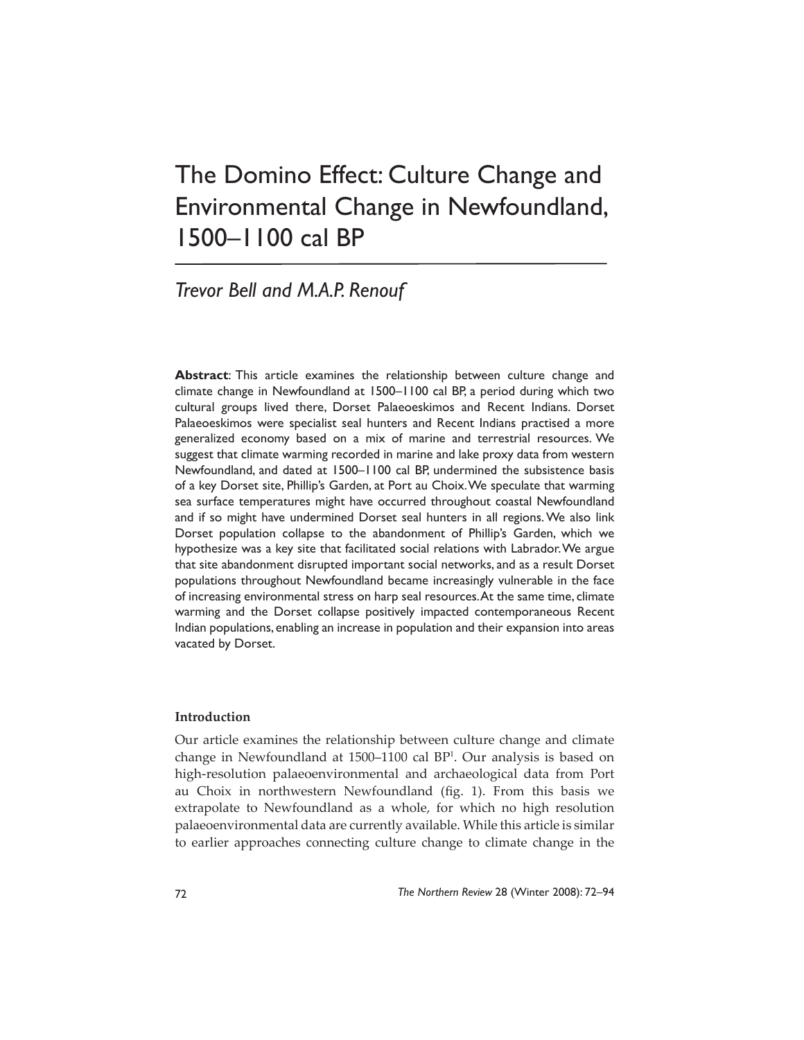# The Domino Effect: Culture Change and Environmental Change in Newfoundland, 1500–1100 cal BP

*Trevor Bell and M.A.P. Renouf*

**Abstract**: This article examines the relationship between culture change and climate change in Newfoundland at 1500–1100 cal BP, a period during which two cultural groups lived there, Dorset Palaeoeskimos and Recent Indians. Dorset Palaeoeskimos were specialist seal hunters and Recent Indians practised a more generalized economy based on a mix of marine and terrestrial resources. We suggest that climate warming recorded in marine and lake proxy data from western Newfoundland, and dated at 1500–1100 cal BP, undermined the subsistence basis of a key Dorset site, Phillip's Garden, at Port au Choix. We speculate that warming sea surface temperatures might have occurred throughout coastal Newfoundland and if so might have undermined Dorset seal hunters in all regions. We also link Dorset population collapse to the abandonment of Phillip's Garden, which we hypothesize was a key site that facilitated social relations with Labrador. We argue that site abandonment disrupted important social networks, and as a result Dorset populations throughout Newfoundland became increasingly vulnerable in the face of increasing environmental stress on harp seal resources. At the same time, climate warming and the Dorset collapse positively impacted contemporaneous Recent Indian populations, enabling an increase in population and their expansion into areas vacated by Dorset.

### Introduction

Our article examines the relationship between culture change and climate change in Newfoundland at 1500–1100 cal BP[1]. Our analysis is based on high-resolution palaeoenvironmental and archaeological data from Port au Choix in northwestern Newfoundland (fig. 1). From this basis we extrapolate to Newfoundland as a whole, for which no high resolution palaeoenvironmental data are currently available. While this article is similar to earlier approaches connecting culture change to climate change in the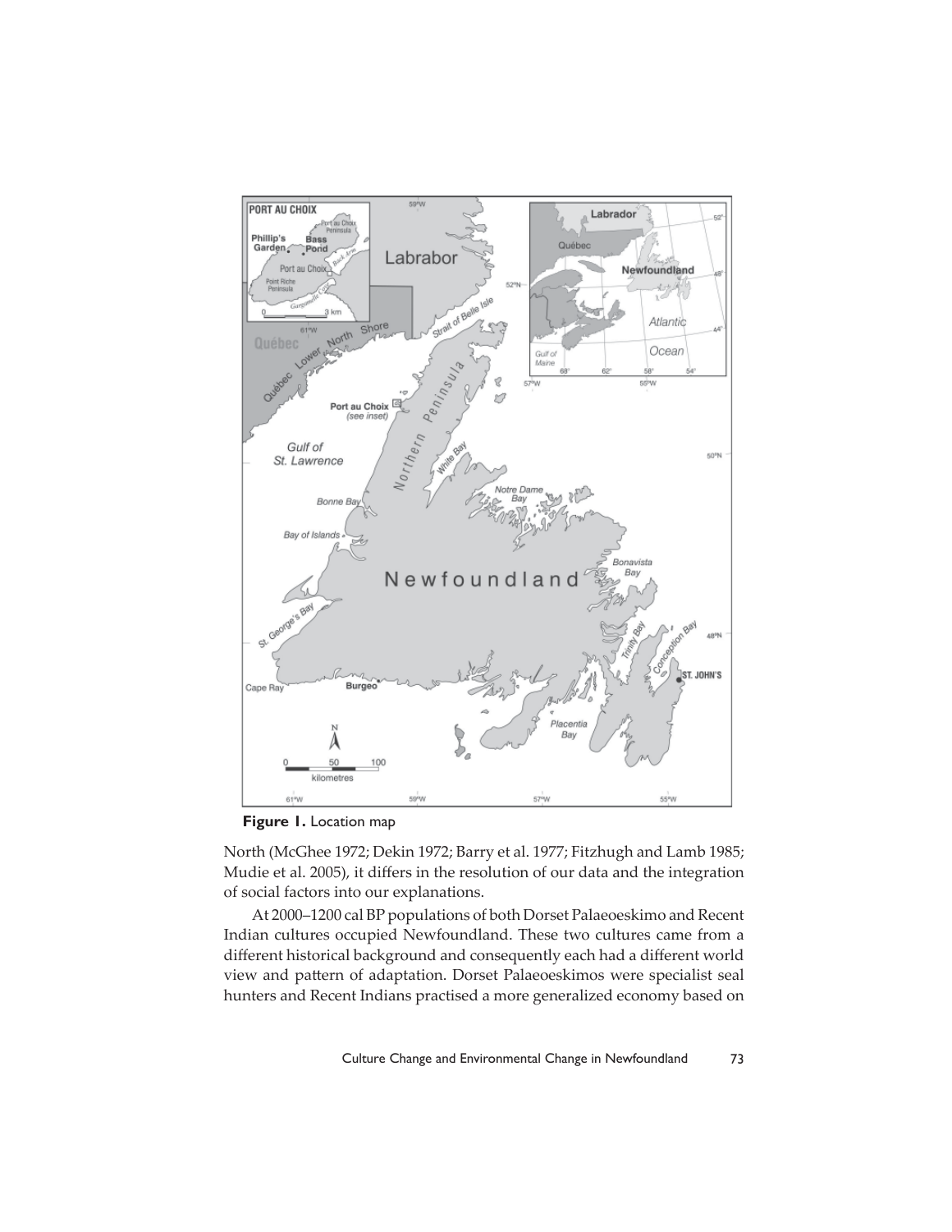**Figure 1.** Location map

North (McGhee 1972; Dekin 1972; Barry et al. 1977; Fitzhugh and Lamb 1985; Mudie et al. 2005), it differs in the resolution of our data and the integration of social factors into our explanations.

At 2000–1200 cal BP populations of both Dorset Palaeoeskimo and Recent Indian cultures occupied Newfoundland. These two cultures came from a different historical background and consequently each had a different world view and pattern of adaptation. Dorset Palaeoeskimos were specialist seal hunters and Recent Indians practised a more generalized economy based on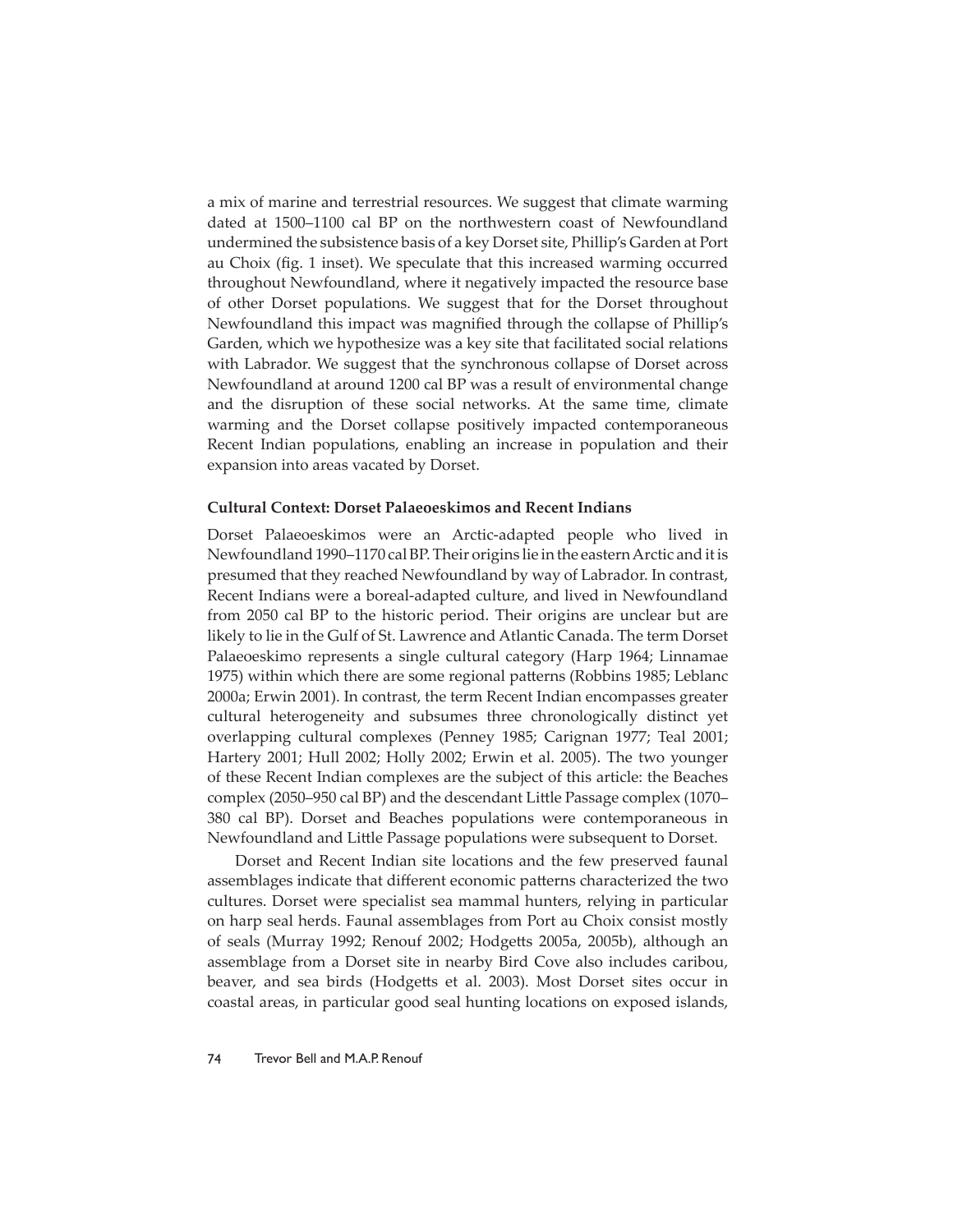a mix of marine and terrestrial resources. We suggest that climate warming dated at 1500–1100 cal BP on the northwestern coast of Newfoundland undermined the subsistence basis of a key Dorset site, Phillip's Garden at Port au Choix (fig. 1 inset). We speculate that this increased warming occurred throughout Newfoundland, where it negatively impacted the resource base of other Dorset populations. We suggest that for the Dorset throughout Newfoundland this impact was magnified through the collapse of Phillip's Garden, which we hypothesize was a key site that facilitated social relations with Labrador. We suggest that the synchronous collapse of Dorset across Newfoundland at around 1200 cal BP was a result of environmental change and the disruption of these social networks. At the same time, climate warming and the Dorset collapse positively impacted contemporaneous Recent Indian populations, enabling an increase in population and their expansion into areas vacated by Dorset.

### Cultural Context: Dorset Palaeoeskimos and Recent Indians

Dorset Palaeoeskimos were an Arctic-adapted people who lived in Newfoundland 1990–1170 cal BP. Their origins lie in the eastern Arctic and it is presumed that they reached Newfoundland by way of Labrador. In contrast, Recent Indians were a boreal-adapted culture, and lived in Newfoundland from 2050 cal BP to the historic period. Their origins are unclear but are likely to lie in the Gulf of St. Lawrence and Atlantic Canada. The term Dorset Palaeoeskimo represents a single cultural category (Harp 1964; Linnamae 1975) within which there are some regional patterns (Robbins 1985; Leblanc 2000a; Erwin 2001). In contrast, the term Recent Indian encompasses greater cultural heterogeneity and subsumes three chronologically distinct yet overlapping cultural complexes (Penney 1985; Carignan 1977; Teal 2001; Hartery 2001; Hull 2002; Holly 2002; Erwin et al. 2005). The two younger of these Recent Indian complexes are the subject of this article: the Beaches complex (2050–950 cal BP) and the descendant Little Passage complex (1070–380 cal BP). Dorset and Beaches populations were contemporaneous in Newfoundland and Little Passage populations were subsequent to Dorset.

Dorset and Recent Indian site locations and the few preserved faunal assemblages indicate that different economic patterns characterized the two cultures. Dorset were specialist sea mammal hunters, relying in particular on harp seal herds. Faunal assemblages from Port au Choix consist mostly of seals (Murray 1992; Renouf 2002; Hodgetts 2005a, 2005b), although an assemblage from a Dorset site in nearby Bird Cove also includes caribou, beaver, and sea birds (Hodgetts et al. 2003). Most Dorset sites occur in coastal areas, in particular good seal hunting locations on exposed islands,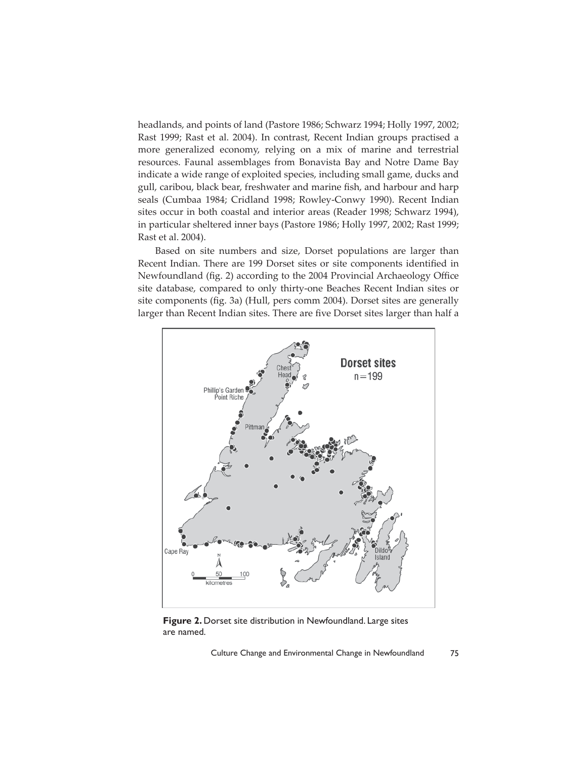headlands, and points of land (Pastore 1986; Schwarz 1994; Holly 1997, 2002; Rast 1999; Rast et al. 2004). In contrast, Recent Indian groups practised a more generalized economy, relying on a mix of marine and terrestrial resources. Faunal assemblages from Bonavista Bay and Notre Dame Bay indicate a wide range of exploited species, including small game, ducks and gull, caribou, black bear, freshwater and marine fish, and harbour and harp seals (Cumbaa 1984; Cridland 1998; Rowley-Conwy 1990). Recent Indian sites occur in both coastal and interior areas (Reader 1998; Schwarz 1994), in particular sheltered inner bays (Pastore 1986; Holly 1997, 2002; Rast 1999; Rast et al. 2004).

Based on site numbers and size, Dorset populations are larger than Recent Indian. There are 199 Dorset sites or site components identified in Newfoundland (fig. 2) according to the 2004 Provincial Archaeology Office site database, compared to only thirty-one Beaches Recent Indian sites or site components (fig. 3a) (Hull, pers comm 2004). Dorset sites are generally larger than Recent Indian sites. There are five Dorset sites larger than half a

**Figure 2.** Dorset site distribution in Newfoundland. Large sites are named.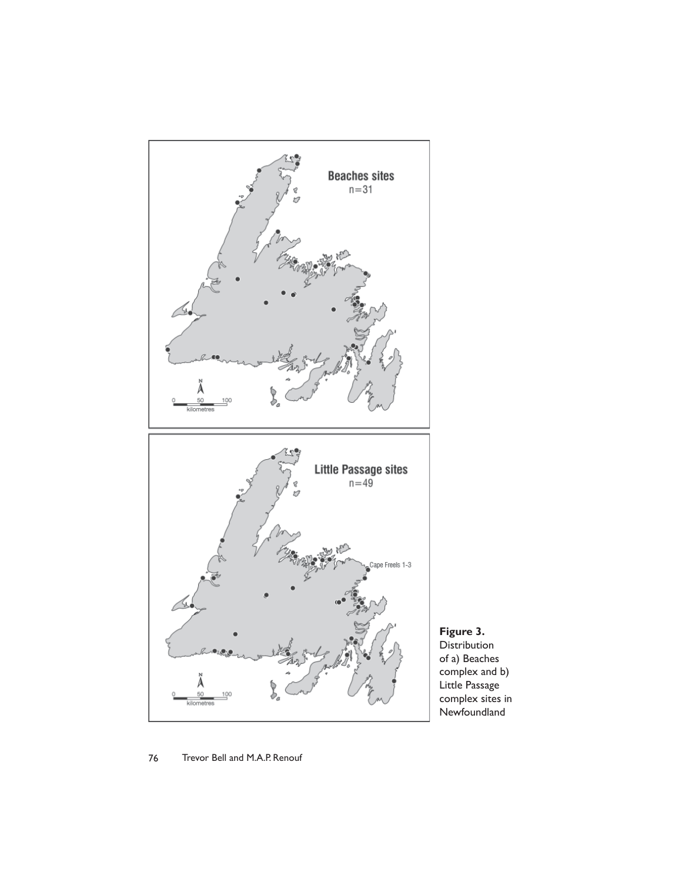**Figure 3.** Distribution of a) Beaches complex and b) Little Passage complex sites in Newfoundland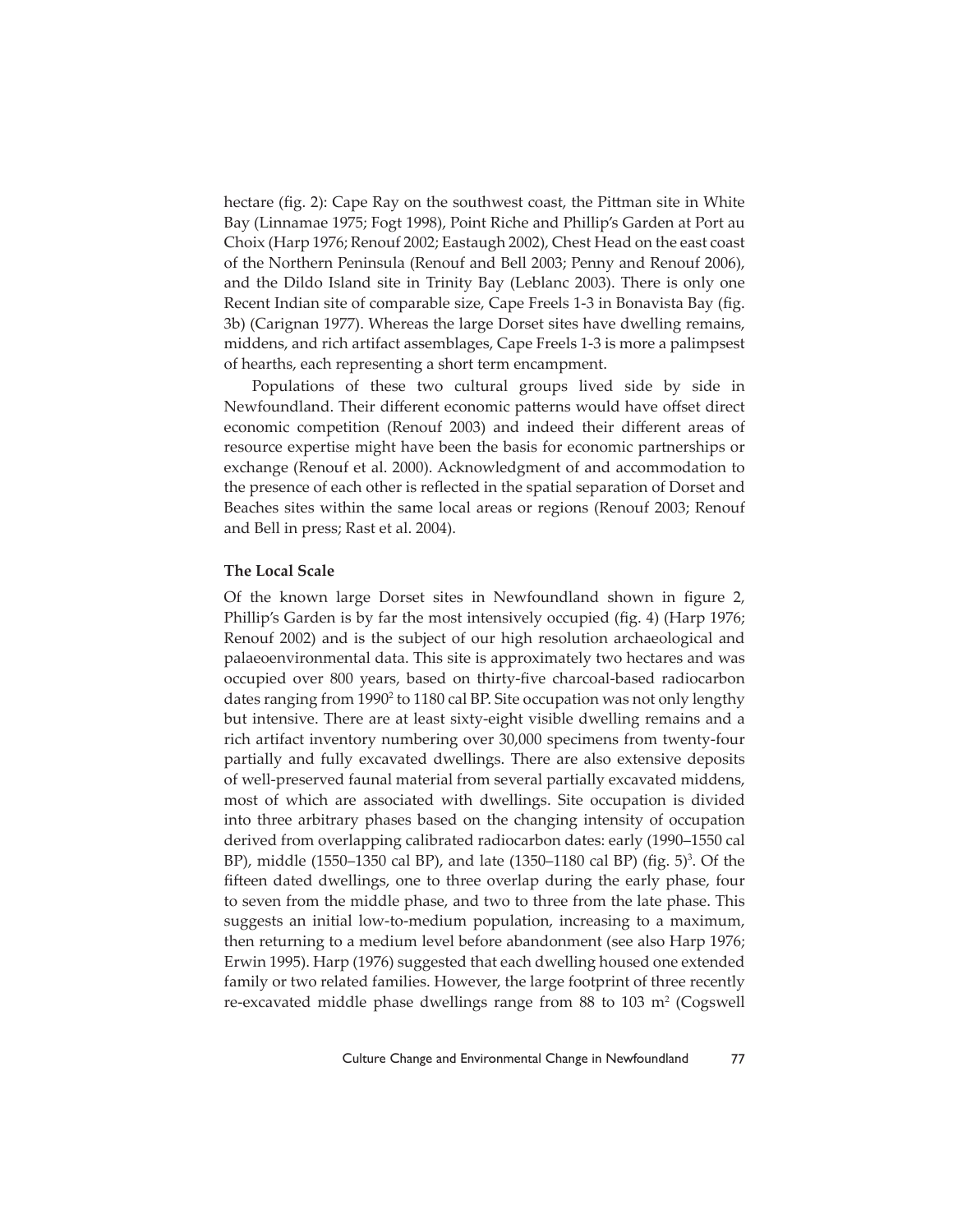hectare (fig. 2): Cape Ray on the southwest coast, the Pittman site in White Bay (Linnamae 1975; Fogt 1998), Point Riche and Phillip's Garden at Port au Choix (Harp 1976; Renouf 2002; Eastaugh 2002), Chest Head on the east coast of the Northern Peninsula (Renouf and Bell 2003; Penny and Renouf 2006), and the Dildo Island site in Trinity Bay (Leblanc 2003). There is only one Recent Indian site of comparable size, Cape Freels 1-3 in Bonavista Bay (fig. 3b) (Carignan 1977). Whereas the large Dorset sites have dwelling remains, middens, and rich artifact assemblages, Cape Freels 1-3 is more a palimpsest of hearths, each representing a short term encampment.

Populations of these two cultural groups lived side by side in Newfoundland. Their different economic patterns would have offset direct economic competition (Renouf 2003) and indeed their different areas of resource expertise might have been the basis for economic partnerships or exchange (Renouf et al. 2000). Acknowledgment of and accommodation to the presence of each other is reflected in the spatial separation of Dorset and Beaches sites within the same local areas or regions (Renouf 2003; Renouf and Bell in press; Rast et al. 2004).

### The Local Scale

Of the known large Dorset sites in Newfoundland shown in figure 2, Phillip's Garden is by far the most intensively occupied (fig. 4) (Harp 1976; Renouf 2002) and is the subject of our high resolution archaeological and palaeoenvironmental data. This site is approximately two hectares and was occupied over 800 years, based on thirty-five charcoal-based radiocarbon dates ranging from 1990[2] to 1180 cal BP. Site occupation was not only lengthy but intensive. There are at least sixty-eight visible dwelling remains and a rich artifact inventory numbering over 30,000 specimens from twenty-four partially and fully excavated dwellings. There are also extensive deposits of well-preserved faunal material from several partially excavated middens, most of which are associated with dwellings. Site occupation is divided into three arbitrary phases based on the changing intensity of occupation derived from overlapping calibrated radiocarbon dates: early (1990–1550 cal BP), middle (1550–1350 cal BP), and late (1350–1180 cal BP) (fig. 5)[3]. Of the fifteen dated dwellings, one to three overlap during the early phase, four to seven from the middle phase, and two to three from the late phase. This suggests an initial low-to-medium population, increasing to a maximum, then returning to a medium level before abandonment (see also Harp 1976; Erwin 1995). Harp (1976) suggested that each dwelling housed one extended family or two related families. However, the large footprint of three recently re-excavated middle phase dwellings range from 88 to 103 m$^2$ (Cogswell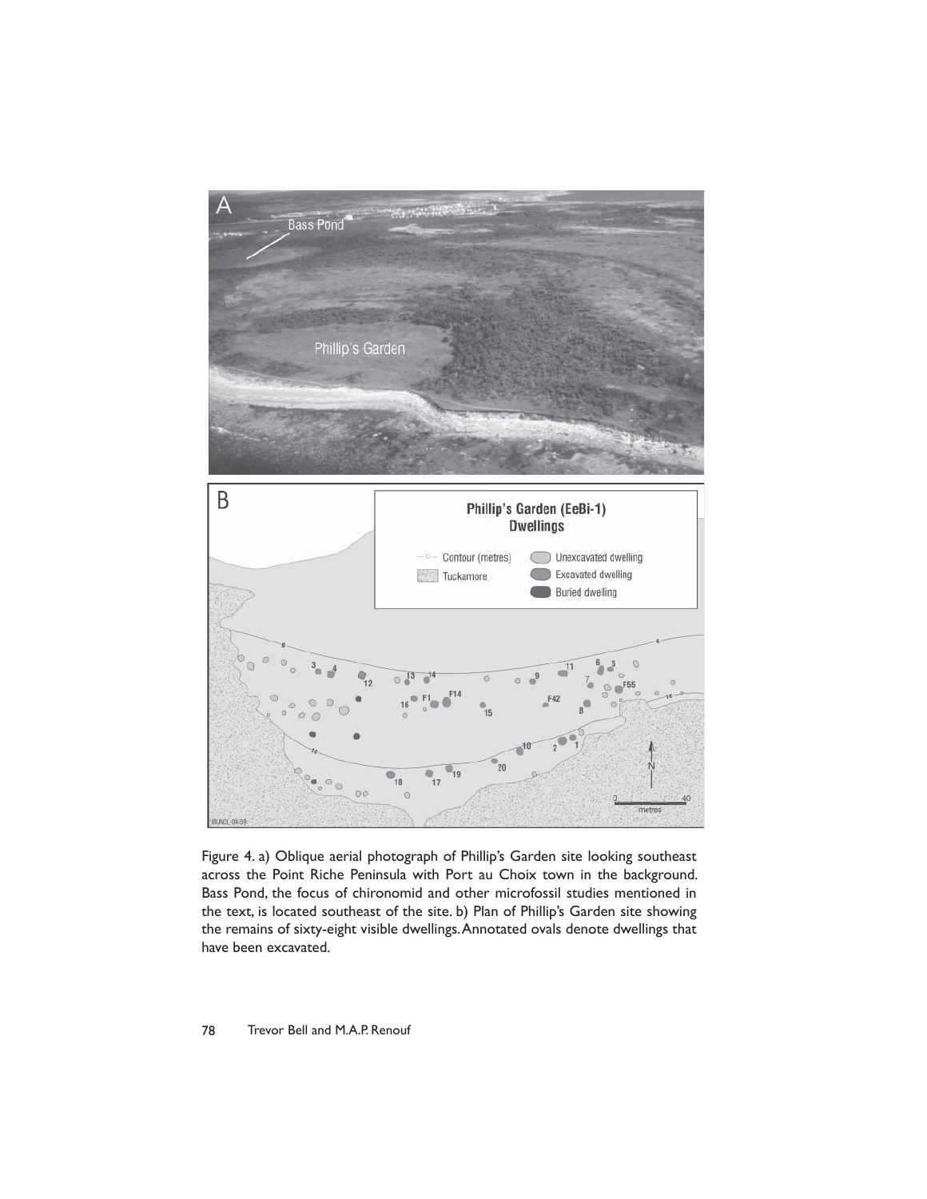Figure 4. a) Oblique aerial photograph of Phillip's Garden site looking southeast across the Point Riche Peninsula with Port au Choix town in the background. Bass Pond, the focus of chironomid and other microfossil studies mentioned in the text, is located southeast of the site. b) Plan of Phillip's Garden site showing the remains of sixty-eight visible dwellings. Annotated ovals denote dwellings that have been excavated.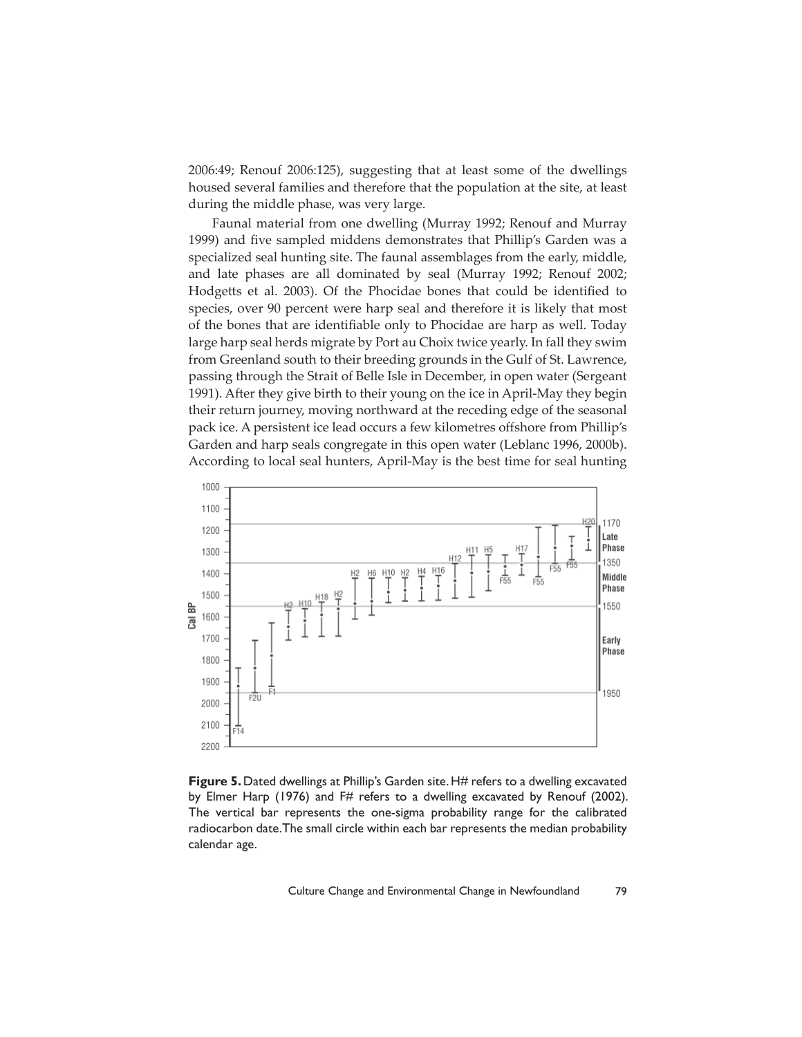2006:49; Renouf 2006:125), suggesting that at least some of the dwellings housed several families and therefore that the population at the site, at least during the middle phase, was very large.

Faunal material from one dwelling (Murray 1992; Renouf and Murray 1999) and five sampled middens demonstrates that Phillip's Garden was a specialized seal hunting site. The faunal assemblages from the early, middle, and late phases are all dominated by seal (Murray 1992; Renouf 2002; Hodgetts et al. 2003). Of the Phocidae bones that could be identified to species, over 90 percent were harp seal and therefore it is likely that most of the bones that are identifiable only to Phocidae are harp as well. Today large harp seal herds migrate by Port au Choix twice yearly. In fall they swim from Greenland south to their breeding grounds in the Gulf of St. Lawrence, passing through the Strait of Belle Isle in December, in open water (Sergeant 1991). After they give birth to their young on the ice in April-May they begin their return journey, moving northward at the receding edge of the seasonal pack ice. A persistent ice lead occurs a few kilometres offshore from Phillip's Garden and harp seals congregate in this open water (Leblanc 1996, 2000b). According to local seal hunters, April-May is the best time for seal hunting

**Figure 5.** Dated dwellings at Phillip's Garden site. H# refers to a dwelling excavated by Elmer Harp (1976) and F# refers to a dwelling excavated by Renouf (2002). The vertical bar represents the one-sigma probability range for the calibrated radiocarbon date. The small circle within each bar represents the median probability calendar age.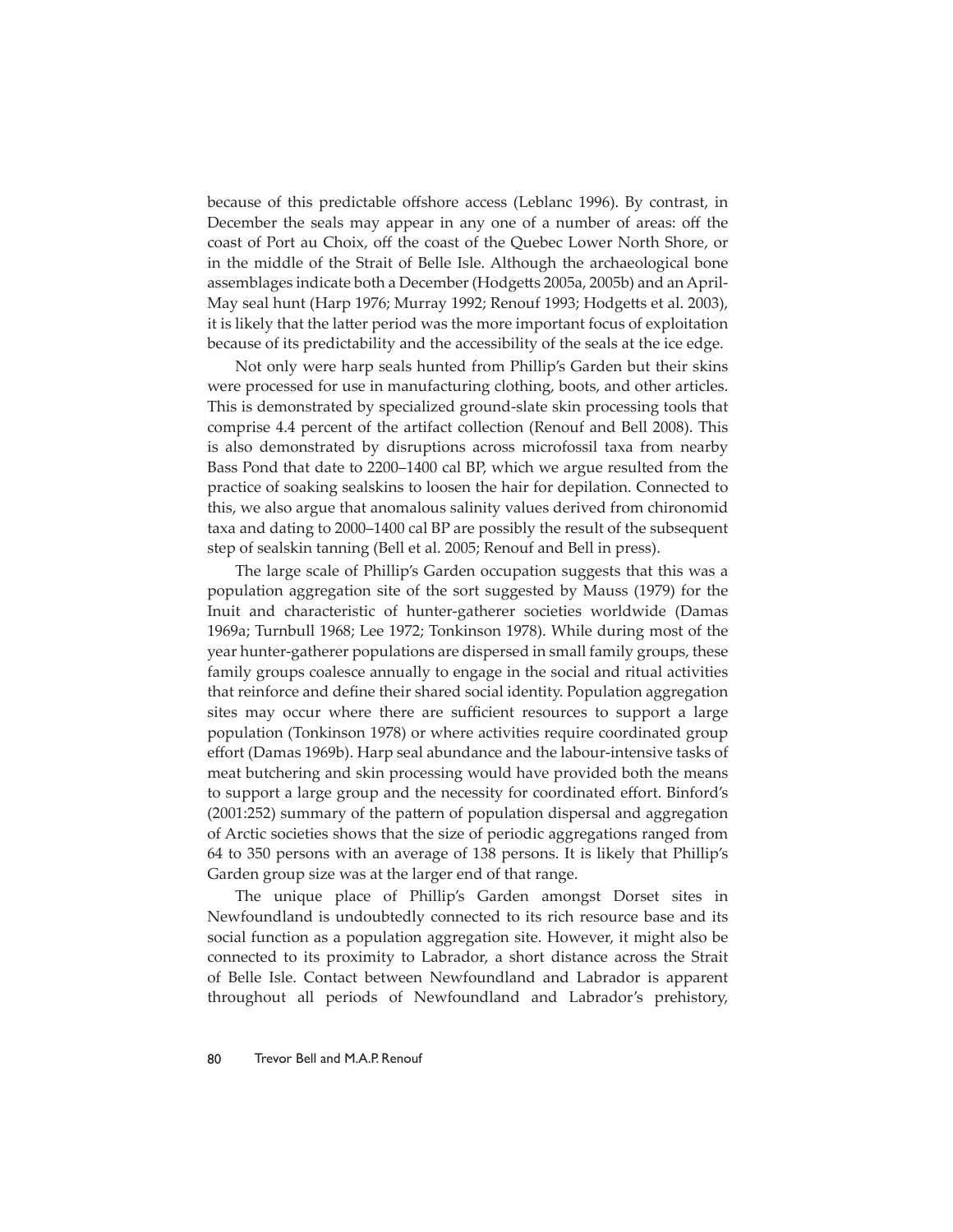because of this predictable offshore access (Leblanc 1996). By contrast, in December the seals may appear in any one of a number of areas: off the coast of Port au Choix, off the coast of the Quebec Lower North Shore, or in the middle of the Strait of Belle Isle. Although the archaeological bone assemblages indicate both a December (Hodgetts 2005a, 2005b) and an April-May seal hunt (Harp 1976; Murray 1992; Renouf 1993; Hodgetts et al. 2003), it is likely that the latter period was the more important focus of exploitation because of its predictability and the accessibility of the seals at the ice edge.

Not only were harp seals hunted from Phillip's Garden but their skins were processed for use in manufacturing clothing, boots, and other articles. This is demonstrated by specialized ground-slate skin processing tools that comprise 4.4 percent of the artifact collection (Renouf and Bell 2008). This is also demonstrated by disruptions across microfossil taxa from nearby Bass Pond that date to 2200–1400 cal BP, which we argue resulted from the practice of soaking sealskins to loosen the hair for depilation. Connected to this, we also argue that anomalous salinity values derived from chironomid taxa and dating to 2000–1400 cal BP are possibly the result of the subsequent step of sealskin tanning (Bell et al. 2005; Renouf and Bell in press).

The large scale of Phillip's Garden occupation suggests that this was a population aggregation site of the sort suggested by Mauss (1979) for the Inuit and characteristic of hunter-gatherer societies worldwide (Damas 1969a; Turnbull 1968; Lee 1972; Tonkinson 1978). While during most of the year hunter-gatherer populations are dispersed in small family groups, these family groups coalesce annually to engage in the social and ritual activities that reinforce and define their shared social identity. Population aggregation sites may occur where there are sufficient resources to support a large population (Tonkinson 1978) or where activities require coordinated group effort (Damas 1969b). Harp seal abundance and the labour-intensive tasks of meat butchering and skin processing would have provided both the means to support a large group and the necessity for coordinated effort. Binford's (2001:252) summary of the pattern of population dispersal and aggregation of Arctic societies shows that the size of periodic aggregations ranged from 64 to 350 persons with an average of 138 persons. It is likely that Phillip's Garden group size was at the larger end of that range.

The unique place of Phillip's Garden amongst Dorset sites in Newfoundland is undoubtedly connected to its rich resource base and its social function as a population aggregation site. However, it might also be connected to its proximity to Labrador, a short distance across the Strait of Belle Isle. Contact between Newfoundland and Labrador is apparent throughout all periods of Newfoundland and Labrador's prehistory,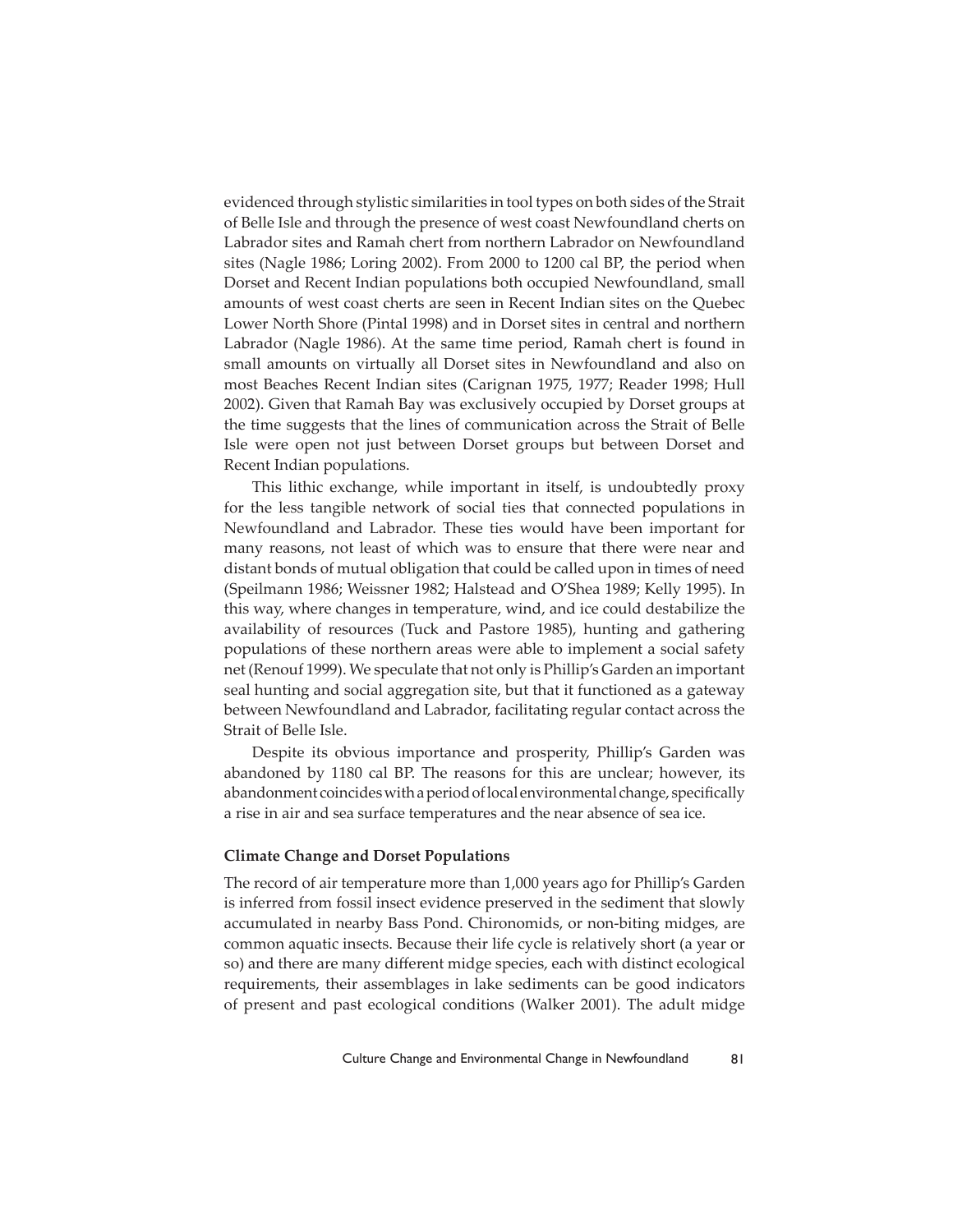evidenced through stylistic similarities in tool types on both sides of the Strait of Belle Isle and through the presence of west coast Newfoundland cherts on Labrador sites and Ramah chert from northern Labrador on Newfoundland sites (Nagle 1986; Loring 2002). From 2000 to 1200 cal BP, the period when Dorset and Recent Indian populations both occupied Newfoundland, small amounts of west coast cherts are seen in Recent Indian sites on the Quebec Lower North Shore (Pintal 1998) and in Dorset sites in central and northern Labrador (Nagle 1986). At the same time period, Ramah chert is found in small amounts on virtually all Dorset sites in Newfoundland and also on most Beaches Recent Indian sites (Carignan 1975, 1977; Reader 1998; Hull 2002). Given that Ramah Bay was exclusively occupied by Dorset groups at the time suggests that the lines of communication across the Strait of Belle Isle were open not just between Dorset groups but between Dorset and Recent Indian populations.

This lithic exchange, while important in itself, is undoubtedly proxy for the less tangible network of social ties that connected populations in Newfoundland and Labrador. These ties would have been important for many reasons, not least of which was to ensure that there were near and distant bonds of mutual obligation that could be called upon in times of need (Speilmann 1986; Weissner 1982; Halstead and O'Shea 1989; Kelly 1995). In this way, where changes in temperature, wind, and ice could destabilize the availability of resources (Tuck and Pastore 1985), hunting and gathering populations of these northern areas were able to implement a social safety net (Renouf 1999). We speculate that not only is Phillip's Garden an important seal hunting and social aggregation site, but that it functioned as a gateway between Newfoundland and Labrador, facilitating regular contact across the Strait of Belle Isle.

Despite its obvious importance and prosperity, Phillip's Garden was abandoned by 1180 cal BP. The reasons for this are unclear; however, its abandonment coincides with a period of local environmental change, specifically a rise in air and sea surface temperatures and the near absence of sea ice.

### Climate Change and Dorset Populations

The record of air temperature more than 1,000 years ago for Phillip's Garden is inferred from fossil insect evidence preserved in the sediment that slowly accumulated in nearby Bass Pond. Chironomids, or non-biting midges, are common aquatic insects. Because their life cycle is relatively short (a year or so) and there are many different midge species, each with distinct ecological requirements, their assemblages in lake sediments can be good indicators of present and past ecological conditions (Walker 2001). The adult midge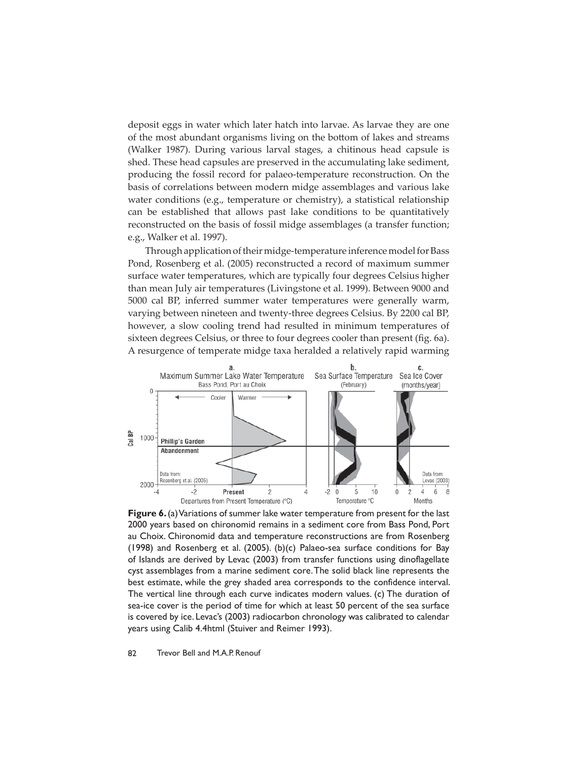deposit eggs in water which later hatch into larvae. As larvae they are one of the most abundant organisms living on the bottom of lakes and streams (Walker 1987). During various larval stages, a chitinous head capsule is shed. These head capsules are preserved in the accumulating lake sediment, producing the fossil record for palaeo-temperature reconstruction. On the basis of correlations between modern midge assemblages and various lake water conditions (e.g., temperature or chemistry), a statistical relationship can be established that allows past lake conditions to be quantitatively reconstructed on the basis of fossil midge assemblages (a transfer function; e.g., Walker et al. 1997).

Through application of their midge-temperature inference model for Bass Pond, Rosenberg et al. (2005) reconstructed a record of maximum summer surface water temperatures, which are typically four degrees Celsius higher than mean July air temperatures (Livingstone et al. 1999). Between 9000 and 5000 cal BP, inferred summer water temperatures were generally warm, varying between nineteen and twenty-three degrees Celsius. By 2200 cal BP, however, a slow cooling trend had resulted in minimum temperatures of sixteen degrees Celsius, or three to four degrees cooler than present (fig. 6a). A resurgence of temperate midge taxa heralded a relatively rapid warming

**Figure 6.** (a) Variations of summer lake water temperature from present for the last 2000 years based on chironomid remains in a sediment core from Bass Pond, Port au Choix. Chironomid data and temperature reconstructions are from Rosenberg (1998) and Rosenberg et al. (2005). (b)(c) Palaeo-sea surface conditions for Bay of Islands are derived by Levac (2003) from transfer functions using dinoflagellate cyst assemblages from a marine sediment core. The solid black line represents the best estimate, while the grey shaded area corresponds to the confidence interval. The vertical line through each curve indicates modern values. (c) The duration of sea-ice cover is the period of time for which at least 50 percent of the sea surface is covered by ice. Levac's (2003) radiocarbon chronology was calibrated to calendar years using Calib 4.4html (Stuiver and Reimer 1993).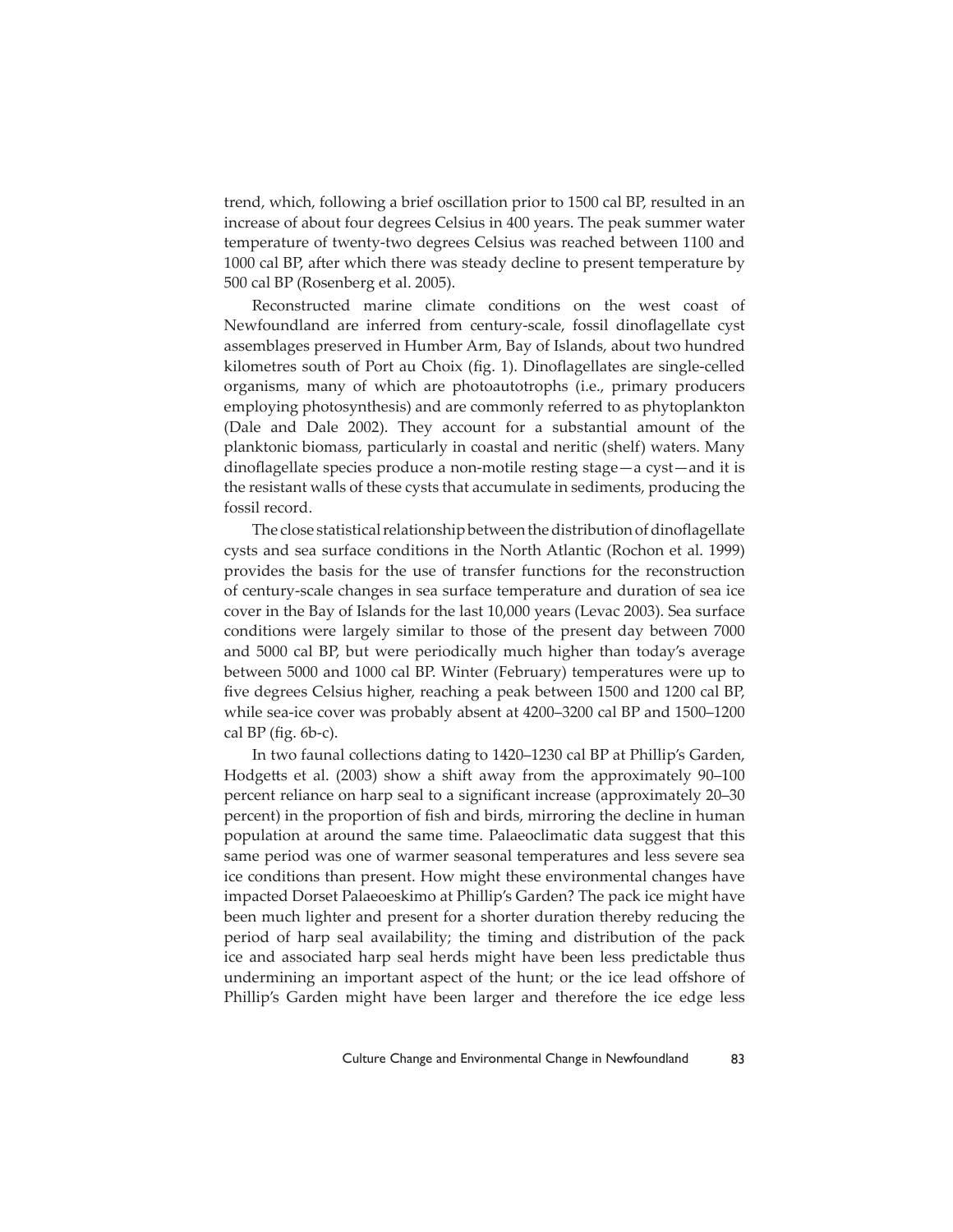trend, which, following a brief oscillation prior to 1500 cal BP, resulted in an increase of about four degrees Celsius in 400 years. The peak summer water temperature of twenty-two degrees Celsius was reached between 1100 and 1000 cal BP, after which there was steady decline to present temperature by 500 cal BP (Rosenberg et al. 2005).

Reconstructed marine climate conditions on the west coast of Newfoundland are inferred from century-scale, fossil dinoflagellate cyst assemblages preserved in Humber Arm, Bay of Islands, about two hundred kilometres south of Port au Choix (fig. 1). Dinoflagellates are single-celled organisms, many of which are photoautotrophs (i.e., primary producers employing photosynthesis) and are commonly referred to as phytoplankton (Dale and Dale 2002). They account for a substantial amount of the planktonic biomass, particularly in coastal and neritic (shelf) waters. Many dinoflagellate species produce a non-motile resting stage—a cyst—and it is the resistant walls of these cysts that accumulate in sediments, producing the fossil record.

The close statistical relationship between the distribution of dinoflagellate cysts and sea surface conditions in the North Atlantic (Rochon et al. 1999) provides the basis for the use of transfer functions for the reconstruction of century-scale changes in sea surface temperature and duration of sea ice cover in the Bay of Islands for the last 10,000 years (Levac 2003). Sea surface conditions were largely similar to those of the present day between 7000 and 5000 cal BP, but were periodically much higher than today's average between 5000 and 1000 cal BP. Winter (February) temperatures were up to five degrees Celsius higher, reaching a peak between 1500 and 1200 cal BP, while sea-ice cover was probably absent at 4200–3200 cal BP and 1500–1200 cal BP (fig. 6b-c).

In two faunal collections dating to 1420–1230 cal BP at Phillip's Garden, Hodgetts et al. (2003) show a shift away from the approximately 90–100 percent reliance on harp seal to a significant increase (approximately 20–30 percent) in the proportion of fish and birds, mirroring the decline in human population at around the same time. Palaeoclimatic data suggest that this same period was one of warmer seasonal temperatures and less severe sea ice conditions than present. How might these environmental changes have impacted Dorset Palaeoeskimo at Phillip's Garden? The pack ice might have been much lighter and present for a shorter duration thereby reducing the period of harp seal availability; the timing and distribution of the pack ice and associated harp seal herds might have been less predictable thus undermining an important aspect of the hunt; or the ice lead offshore of Phillip's Garden might have been larger and therefore the ice edge less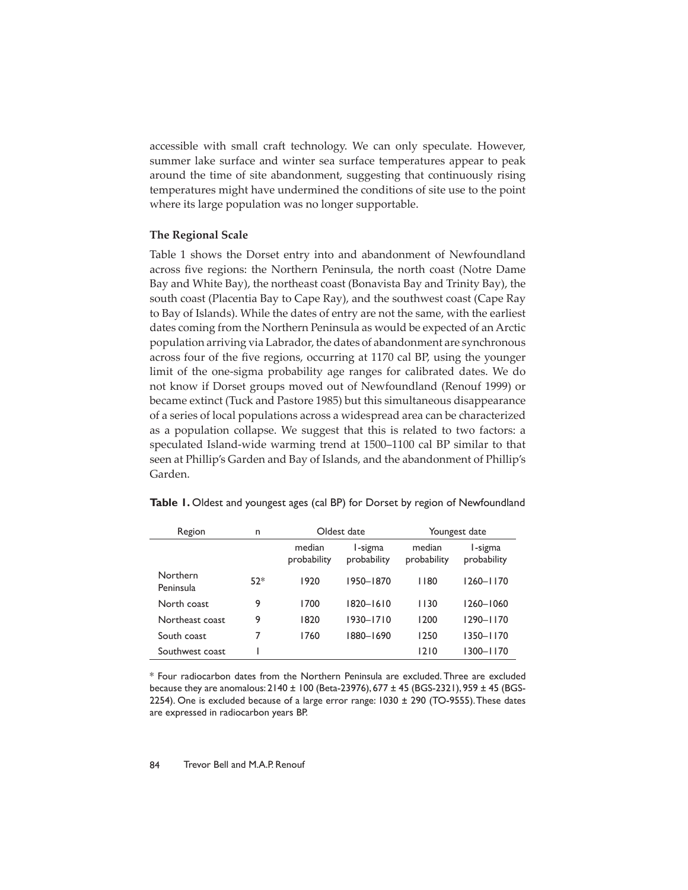accessible with small craft technology. We can only speculate. However, summer lake surface and winter sea surface temperatures appear to peak around the time of site abandonment, suggesting that continuously rising temperatures might have undermined the conditions of site use to the point where its large population was no longer supportable.

### The Regional Scale

Table 1 shows the Dorset entry into and abandonment of Newfoundland across five regions: the Northern Peninsula, the north coast (Notre Dame Bay and White Bay), the northeast coast (Bonavista Bay and Trinity Bay), the south coast (Placentia Bay to Cape Ray), and the southwest coast (Cape Ray to Bay of Islands). While the dates of entry are not the same, with the earliest dates coming from the Northern Peninsula as would be expected of an Arctic population arriving via Labrador, the dates of abandonment are synchronous across four of the five regions, occurring at 1170 cal BP, using the younger limit of the one-sigma probability age ranges for calibrated dates. We do not know if Dorset groups moved out of Newfoundland (Renouf 1999) or became extinct (Tuck and Pastore 1985) but this simultaneous disappearance of a series of local populations across a widespread area can be characterized as a population collapse. We suggest that this is related to two factors: a speculated Island-wide warming trend at 1500–1100 cal BP similar to that seen at Phillip's Garden and Bay of Islands, and the abandonment of Phillip's Garden.

**Table 1.** Oldest and youngest ages (cal BP) for Dorset by region of Newfoundland

| Region | n | Oldest date | | Youngest date | |
|---|---|---|---|---|---|
| | | median probability | 1-sigma probability | median probability | 1-sigma probability |
| Northern Peninsula | 52* | 1920 | 1950–1870 | 1180 | 1260–1170 |
| North coast | 9 | 1700 | 1820–1610 | 1130 | 1260–1060 |
| Northeast coast | 9 | 1820 | 1930–1710 | 1200 | 1290–1170 |
| South coast | 7 | 1760 | 1880–1690 | 1250 | 1350–1170 |
| Southwest coast | 1 | | | 1210 | 1300–1170 |

\* Four radiocarbon dates from the Northern Peninsula are excluded. Three are excluded because they are anomalous: 2140 ± 100 (Beta-23976), 677 ± 45 (BGS-2321), 959 ± 45 (BGS-2254). One is excluded because of a large error range: 1030 ± 290 (TO-9555). These dates are expressed in radiocarbon years BP.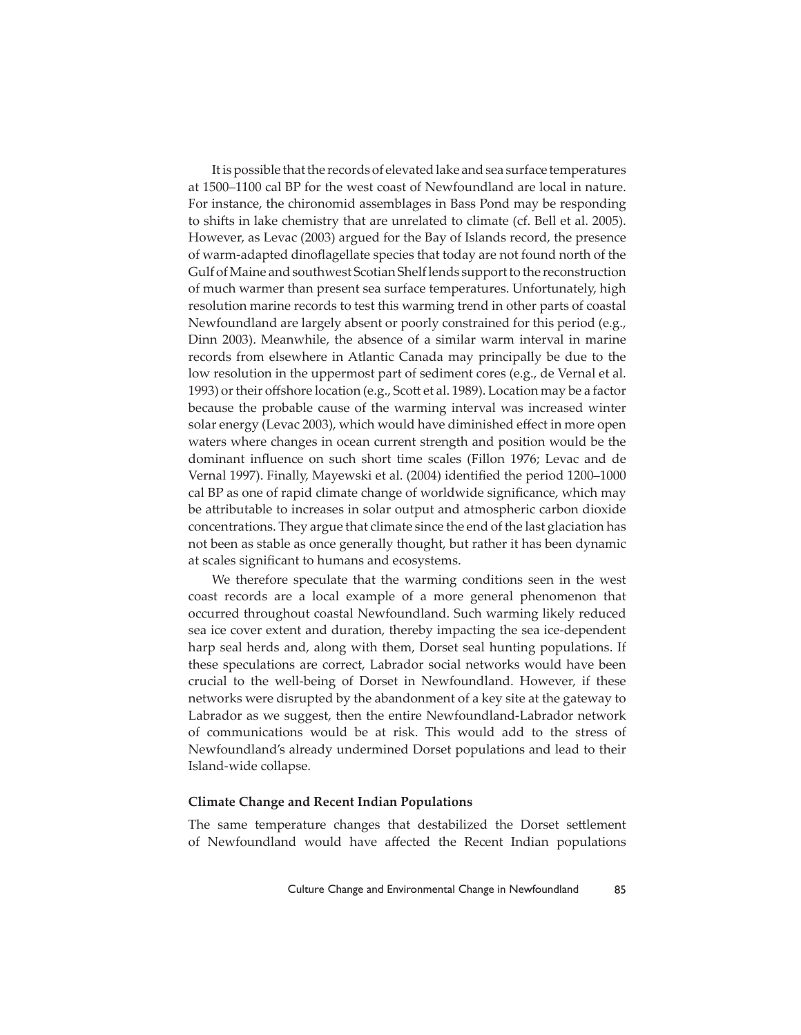It is possible that the records of elevated lake and sea surface temperatures at 1500–1100 cal BP for the west coast of Newfoundland are local in nature. For instance, the chironomid assemblages in Bass Pond may be responding to shifts in lake chemistry that are unrelated to climate (cf. Bell et al. 2005). However, as Levac (2003) argued for the Bay of Islands record, the presence of warm-adapted dinoflagellate species that today are not found north of the Gulf of Maine and southwest Scotian Shelf lends support to the reconstruction of much warmer than present sea surface temperatures. Unfortunately, high resolution marine records to test this warming trend in other parts of coastal Newfoundland are largely absent or poorly constrained for this period (e.g., Dinn 2003). Meanwhile, the absence of a similar warm interval in marine records from elsewhere in Atlantic Canada may principally be due to the low resolution in the uppermost part of sediment cores (e.g., de Vernal et al. 1993) or their offshore location (e.g., Scott et al. 1989). Location may be a factor because the probable cause of the warming interval was increased winter solar energy (Levac 2003), which would have diminished effect in more open waters where changes in ocean current strength and position would be the dominant influence on such short time scales (Fillon 1976; Levac and de Vernal 1997). Finally, Mayewski et al. (2004) identified the period 1200–1000 cal BP as one of rapid climate change of worldwide significance, which may be attributable to increases in solar output and atmospheric carbon dioxide concentrations. They argue that climate since the end of the last glaciation has not been as stable as once generally thought, but rather it has been dynamic at scales significant to humans and ecosystems.

We therefore speculate that the warming conditions seen in the west coast records are a local example of a more general phenomenon that occurred throughout coastal Newfoundland. Such warming likely reduced sea ice cover extent and duration, thereby impacting the sea ice-dependent harp seal herds and, along with them, Dorset seal hunting populations. If these speculations are correct, Labrador social networks would have been crucial to the well-being of Dorset in Newfoundland. However, if these networks were disrupted by the abandonment of a key site at the gateway to Labrador as we suggest, then the entire Newfoundland-Labrador network of communications would be at risk. This would add to the stress of Newfoundland's already undermined Dorset populations and lead to their Island-wide collapse.

**Climate Change and Recent Indian Populations**

The same temperature changes that destabilized the Dorset settlement of Newfoundland would have affected the Recent Indian populations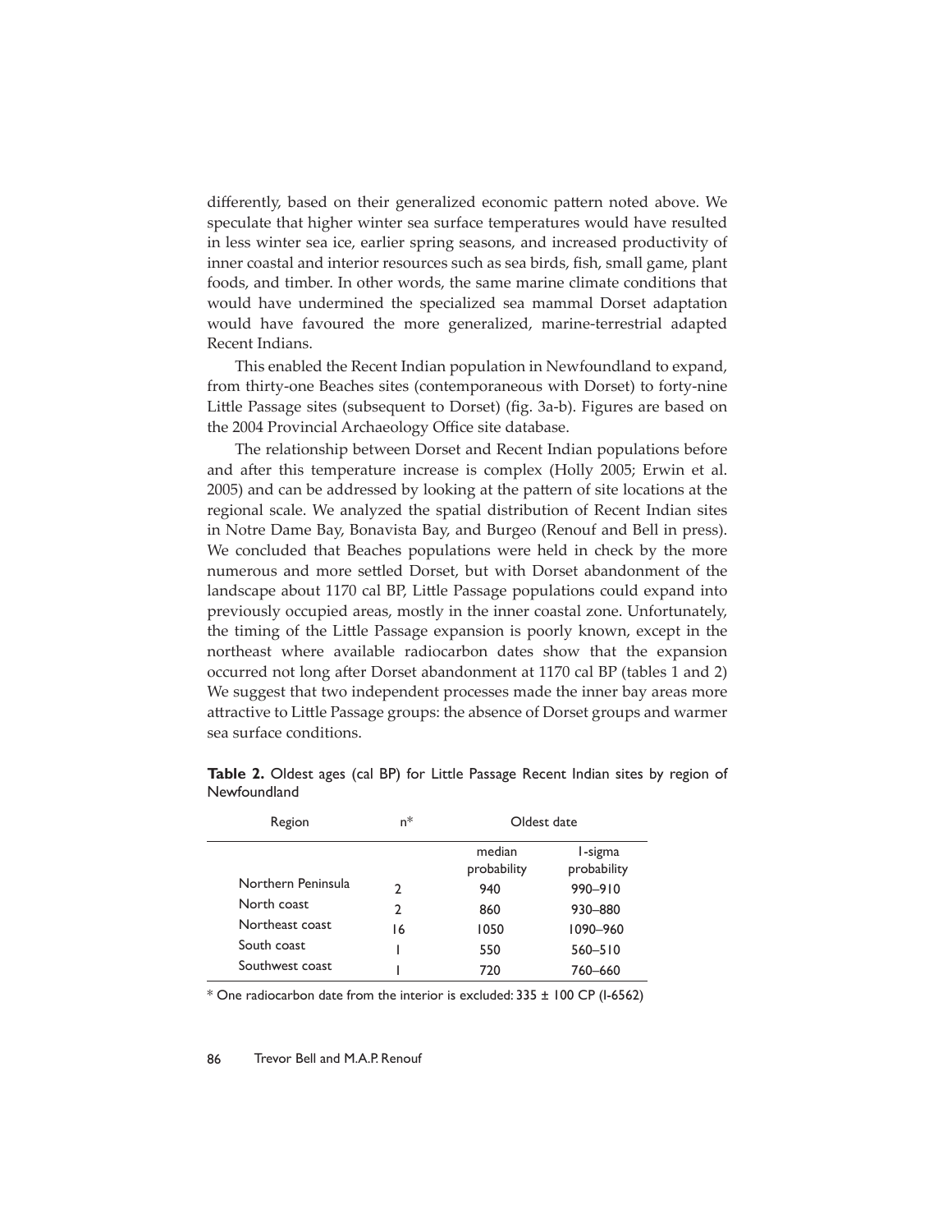differently, based on their generalized economic pattern noted above. We speculate that higher winter sea surface temperatures would have resulted in less winter sea ice, earlier spring seasons, and increased productivity of inner coastal and interior resources such as sea birds, fish, small game, plant foods, and timber. In other words, the same marine climate conditions that would have undermined the specialized sea mammal Dorset adaptation would have favoured the more generalized, marine-terrestrial adapted Recent Indians.

This enabled the Recent Indian population in Newfoundland to expand, from thirty-one Beaches sites (contemporaneous with Dorset) to forty-nine Little Passage sites (subsequent to Dorset) (fig. 3a-b). Figures are based on the 2004 Provincial Archaeology Office site database.

The relationship between Dorset and Recent Indian populations before and after this temperature increase is complex (Holly 2005; Erwin et al. 2005) and can be addressed by looking at the pattern of site locations at the regional scale. We analyzed the spatial distribution of Recent Indian sites in Notre Dame Bay, Bonavista Bay, and Burgeo (Renouf and Bell in press). We concluded that Beaches populations were held in check by the more numerous and more settled Dorset, but with Dorset abandonment of the landscape about 1170 cal BP, Little Passage populations could expand into previously occupied areas, mostly in the inner coastal zone. Unfortunately, the timing of the Little Passage expansion is poorly known, except in the northeast where available radiocarbon dates show that the expansion occurred not long after Dorset abandonment at 1170 cal BP (tables 1 and 2) We suggest that two independent processes made the inner bay areas more attractive to Little Passage groups: the absence of Dorset groups and warmer sea surface conditions.

**Table 2.** Oldest ages (cal BP) for Little Passage Recent Indian sites by region of Newfoundland

| Region | n* | Oldest date | |
|---|---|---|---|
| | | median probability | 1-sigma probability |
| Northern Peninsula | 2 | 940 | 990–910 |
| North coast | 2 | 860 | 930–880 |
| Northeast coast | 16 | 1050 | 1090–960 |
| South coast | 1 | 550 | 560–510 |
| Southwest coast | 1 | 720 | 760–660 |

* One radiocarbon date from the interior is excluded: 335 ± 100 CP (I-6562)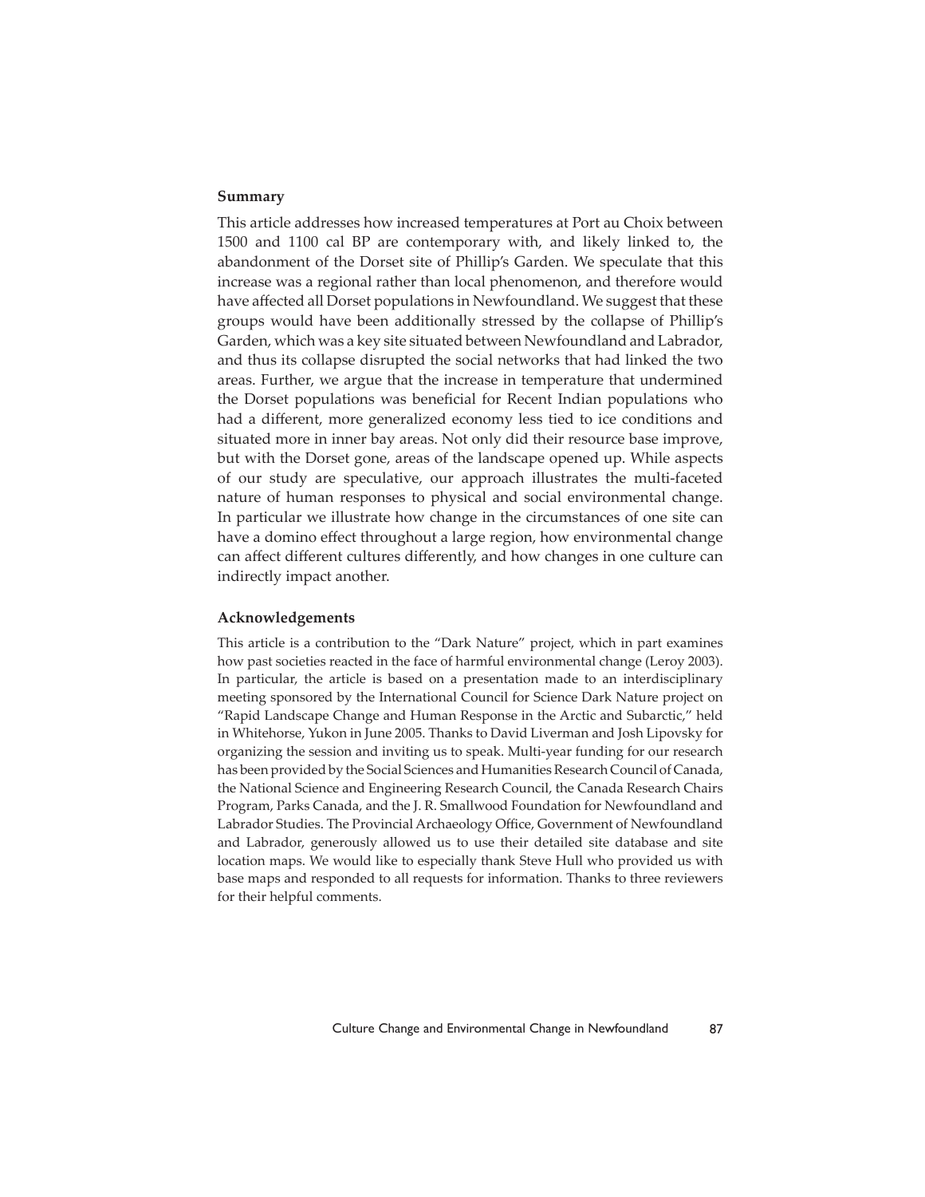## Summary

This article addresses how increased temperatures at Port au Choix between 1500 and 1100 cal BP are contemporary with, and likely linked to, the abandonment of the Dorset site of Phillip's Garden. We speculate that this increase was a regional rather than local phenomenon, and therefore would have affected all Dorset populations in Newfoundland. We suggest that these groups would have been additionally stressed by the collapse of Phillip's Garden, which was a key site situated between Newfoundland and Labrador, and thus its collapse disrupted the social networks that had linked the two areas. Further, we argue that the increase in temperature that undermined the Dorset populations was beneficial for Recent Indian populations who had a different, more generalized economy less tied to ice conditions and situated more in inner bay areas. Not only did their resource base improve, but with the Dorset gone, areas of the landscape opened up. While aspects of our study are speculative, our approach illustrates the multi-faceted nature of human responses to physical and social environmental change. In particular we illustrate how change in the circumstances of one site can have a domino effect throughout a large region, how environmental change can affect different cultures differently, and how changes in one culture can indirectly impact another.

## Acknowledgements

This article is a contribution to the "Dark Nature" project, which in part examines how past societies reacted in the face of harmful environmental change (Leroy 2003). In particular, the article is based on a presentation made to an interdisciplinary meeting sponsored by the International Council for Science Dark Nature project on "Rapid Landscape Change and Human Response in the Arctic and Subarctic," held in Whitehorse, Yukon in June 2005. Thanks to David Liverman and Josh Lipovsky for organizing the session and inviting us to speak. Multi-year funding for our research has been provided by the Social Sciences and Humanities Research Council of Canada, the National Science and Engineering Research Council, the Canada Research Chairs Program, Parks Canada, and the J. R. Smallwood Foundation for Newfoundland and Labrador Studies. The Provincial Archaeology Office, Government of Newfoundland and Labrador, generously allowed us to use their detailed site database and site location maps. We would like to especially thank Steve Hull who provided us with base maps and responded to all requests for information. Thanks to three reviewers for their helpful comments.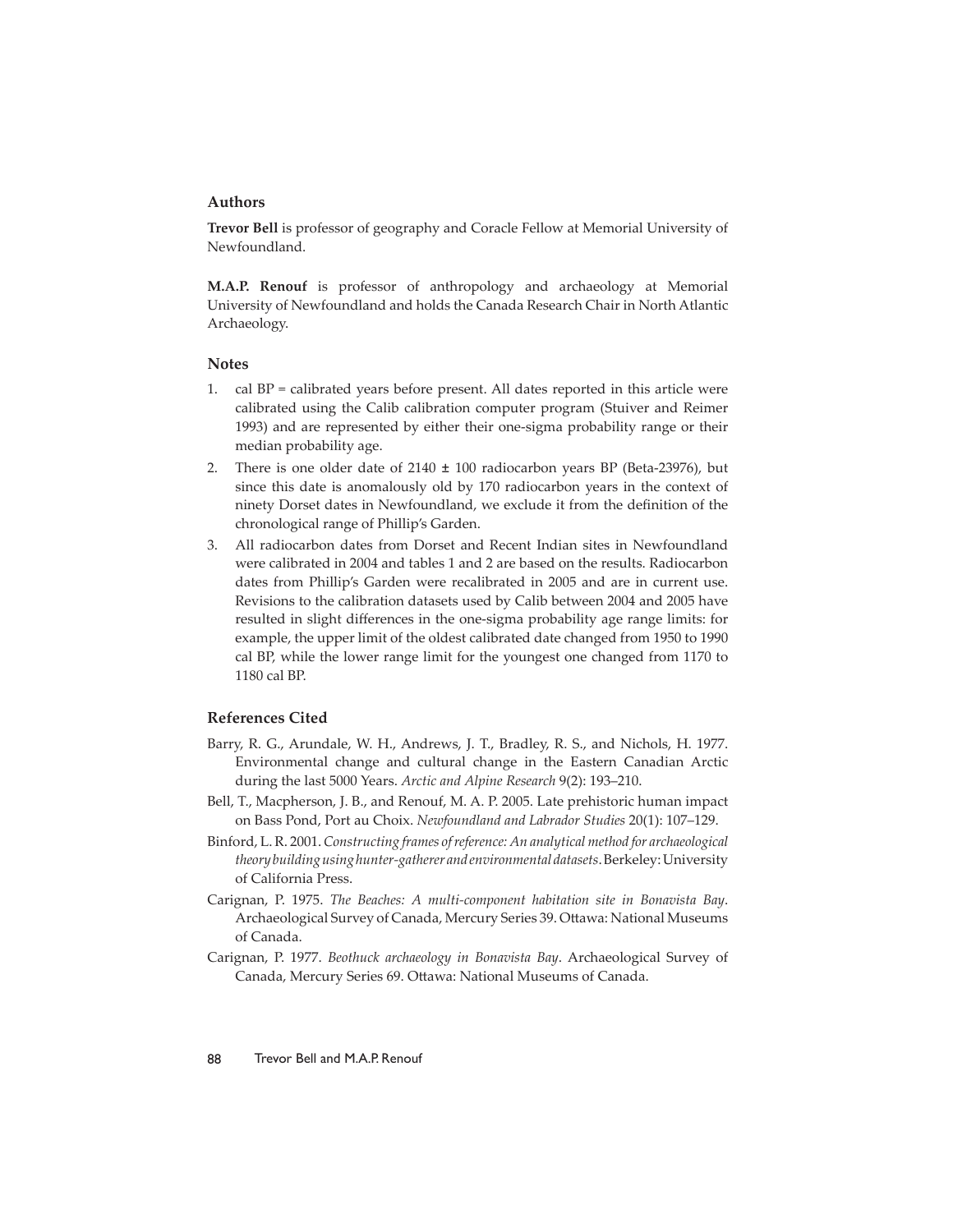## Authors

**Trevor Bell** is professor of geography and Coracle Fellow at Memorial University of Newfoundland.

**M.A.P. Renouf** is professor of anthropology and archaeology at Memorial University of Newfoundland and holds the Canada Research Chair in North Atlantic Archaeology.

## Notes

1. cal BP = calibrated years before present. All dates reported in this article were calibrated using the Calib calibration computer program (Stuiver and Reimer 1993) and are represented by either their one-sigma probability range or their median probability age.
2. There is one older date of 2140 ± 100 radiocarbon years BP (Beta-23976), but since this date is anomalously old by 170 radiocarbon years in the context of ninety Dorset dates in Newfoundland, we exclude it from the definition of the chronological range of Phillip's Garden.
3. All radiocarbon dates from Dorset and Recent Indian sites in Newfoundland were calibrated in 2004 and tables 1 and 2 are based on the results. Radiocarbon dates from Phillip's Garden were recalibrated in 2005 and are in current use. Revisions to the calibration datasets used by Calib between 2004 and 2005 have resulted in slight differences in the one-sigma probability age range limits: for example, the upper limit of the oldest calibrated date changed from 1950 to 1990 cal BP, while the lower range limit for the youngest one changed from 1170 to 1180 cal BP.

## References Cited

Barry, R. G., Arundale, W. H., Andrews, J. T., Bradley, R. S., and Nichols, H. 1977. Environmental change and cultural change in the Eastern Canadian Arctic during the last 5000 Years. *Arctic and Alpine Research* 9(2): 193–210.

Bell, T., Macpherson, J. B., and Renouf, M. A. P. 2005. Late prehistoric human impact on Bass Pond, Port au Choix. *Newfoundland and Labrador Studies* 20(1): 107–129.

Binford, L. R. 2001. *Constructing frames of reference: An analytical method for archaeological theory building using hunter-gatherer and environmental datasets*. Berkeley: University of California Press.

Carignan, P. 1975. *The Beaches: A multi-component habitation site in Bonavista Bay*. Archaeological Survey of Canada, Mercury Series 39. Ottawa: National Museums of Canada.

Carignan, P. 1977. *Beothuck archaeology in Bonavista Bay*. Archaeological Survey of Canada, Mercury Series 69. Ottawa: National Museums of Canada.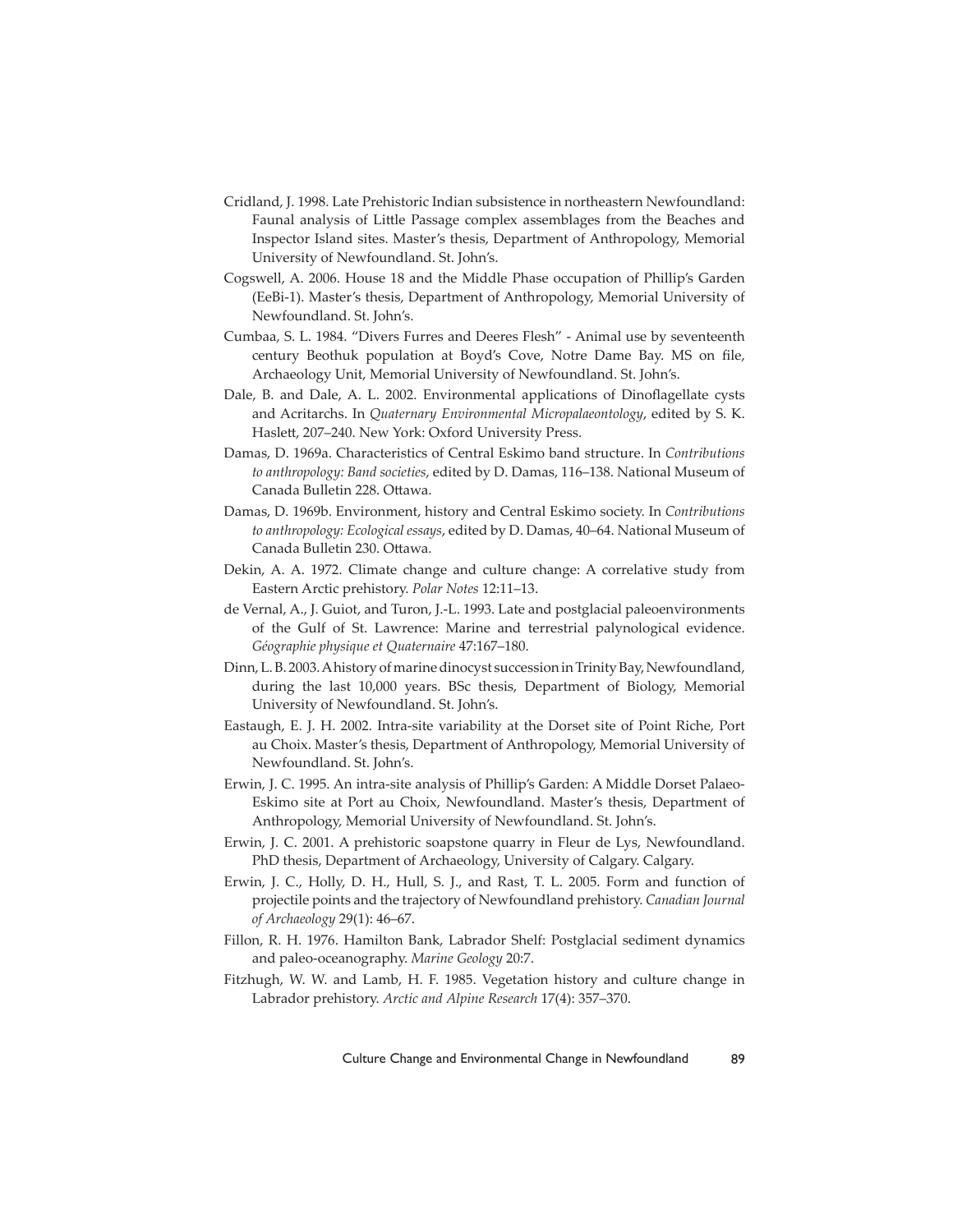Cridland, J. 1998. Late Prehistoric Indian subsistence in northeastern Newfoundland: Faunal analysis of Little Passage complex assemblages from the Beaches and Inspector Island sites. Master's thesis, Department of Anthropology, Memorial University of Newfoundland. St. John's.

Cogswell, A. 2006. House 18 and the Middle Phase occupation of Phillip's Garden (EeBi-1). Master's thesis, Department of Anthropology, Memorial University of Newfoundland. St. John's.

Cumbaa, S. L. 1984. "Divers Furres and Deeres Flesh" - Animal use by seventeenth century Beothuk population at Boyd's Cove, Notre Dame Bay. MS on file, Archaeology Unit, Memorial University of Newfoundland. St. John's.

Dale, B. and Dale, A. L. 2002. Environmental applications of Dinoflagellate cysts and Acritarchs. In *Quaternary Environmental Micropalaeontology*, edited by S. K. Haslett, 207–240. New York: Oxford University Press.

Damas, D. 1969a. Characteristics of Central Eskimo band structure. In *Contributions to anthropology: Band societies*, edited by D. Damas, 116–138. National Museum of Canada Bulletin 228. Ottawa.

Damas, D. 1969b. Environment, history and Central Eskimo society. In *Contributions to anthropology: Ecological essays*, edited by D. Damas, 40–64. National Museum of Canada Bulletin 230. Ottawa.

Dekin, A. A. 1972. Climate change and culture change: A correlative study from Eastern Arctic prehistory. *Polar Notes* 12:11–13.

de Vernal, A., J. Guiot, and Turon, J.-L. 1993. Late and postglacial paleoenvironments of the Gulf of St. Lawrence: Marine and terrestrial palynological evidence. *Géographie physique et Quaternaire* 47:167–180.

Dinn, L. B. 2003. A history of marine dinocyst succession in Trinity Bay, Newfoundland, during the last 10,000 years. BSc thesis, Department of Biology, Memorial University of Newfoundland. St. John's.

Eastaugh, E. J. H. 2002. Intra-site variability at the Dorset site of Point Riche, Port au Choix. Master's thesis, Department of Anthropology, Memorial University of Newfoundland. St. John's.

Erwin, J. C. 1995. An intra-site analysis of Phillip's Garden: A Middle Dorset Palaeo-Eskimo site at Port au Choix, Newfoundland. Master's thesis, Department of Anthropology, Memorial University of Newfoundland. St. John's.

Erwin, J. C. 2001. A prehistoric soapstone quarry in Fleur de Lys, Newfoundland. PhD thesis, Department of Archaeology, University of Calgary. Calgary.

Erwin, J. C., Holly, D. H., Hull, S. J., and Rast, T. L. 2005. Form and function of projectile points and the trajectory of Newfoundland prehistory. *Canadian Journal of Archaeology* 29(1): 46–67.

Fillon, R. H. 1976. Hamilton Bank, Labrador Shelf: Postglacial sediment dynamics and paleo-oceanography. *Marine Geology* 20:7.

Fitzhugh, W. W. and Lamb, H. F. 1985. Vegetation history and culture change in Labrador prehistory. *Arctic and Alpine Research* 17(4): 357–370.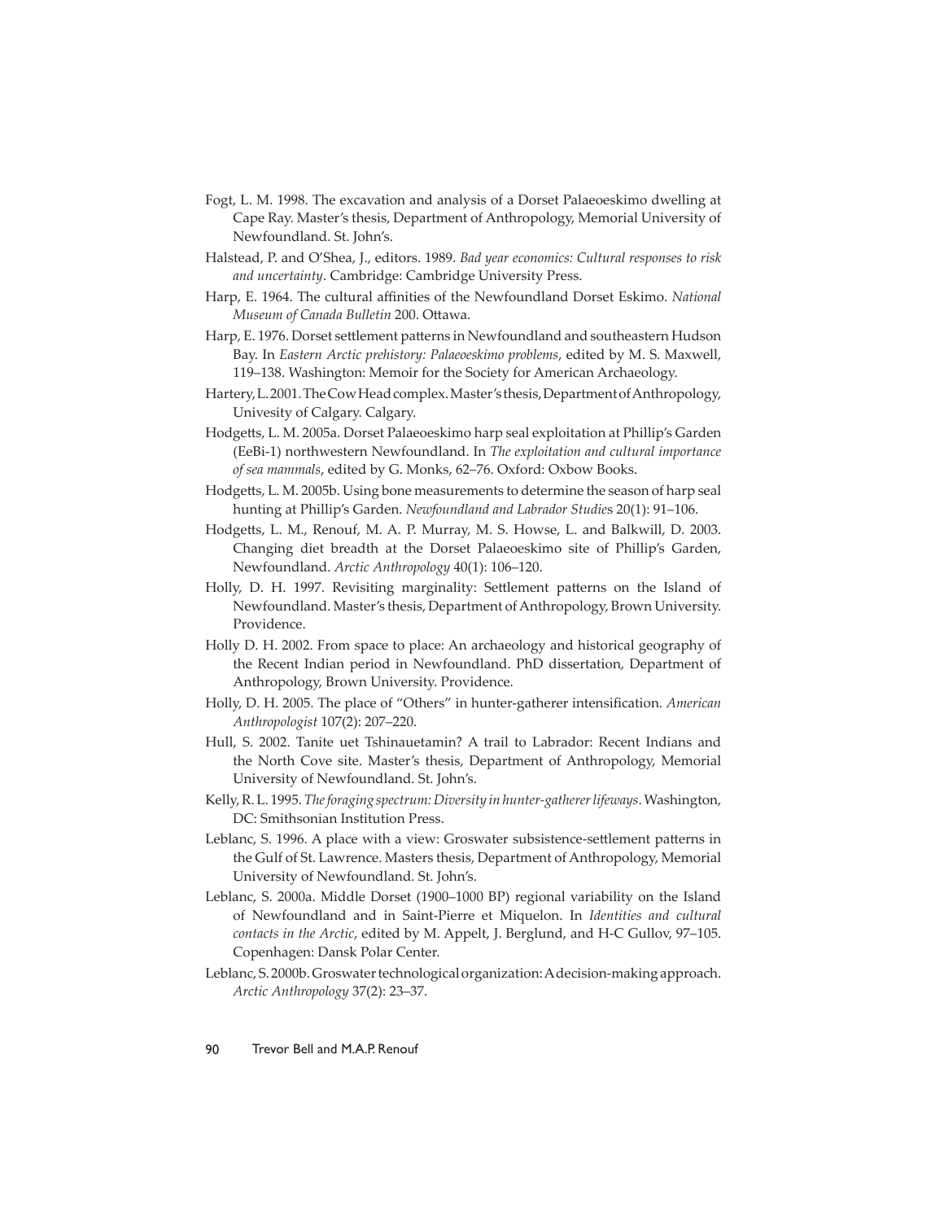Fogt, L. M. 1998. The excavation and analysis of a Dorset Palaeoeskimo dwelling at Cape Ray. Master's thesis, Department of Anthropology, Memorial University of Newfoundland. St. John's.

Halstead, P. and O'Shea, J., editors. 1989. *Bad year economics: Cultural responses to risk and uncertainty*. Cambridge: Cambridge University Press.

Harp, E. 1964. The cultural affinities of the Newfoundland Dorset Eskimo. *National Museum of Canada Bulletin* 200. Ottawa.

Harp, E. 1976. Dorset settlement patterns in Newfoundland and southeastern Hudson Bay. In *Eastern Arctic prehistory: Palaeoeskimo problems*, edited by M. S. Maxwell, 119–138. Washington: Memoir for the Society for American Archaeology.

Hartery, L. 2001. The Cow Head complex. Master's thesis, Department of Anthropology, Univesity of Calgary. Calgary.

Hodgetts, L. M. 2005a. Dorset Palaeoeskimo harp seal exploitation at Phillip's Garden (EeBi-1) northwestern Newfoundland. In *The exploitation and cultural importance of sea mammals*, edited by G. Monks, 62–76. Oxford: Oxbow Books.

Hodgetts, L. M. 2005b. Using bone measurements to determine the season of harp seal hunting at Phillip's Garden. *Newfoundland and Labrador Studies* 20(1): 91–106.

Hodgetts, L. M., Renouf, M. A. P. Murray, M. S. Howse, L. and Balkwill, D. 2003. Changing diet breadth at the Dorset Palaeoeskimo site of Phillip's Garden, Newfoundland. *Arctic Anthropology* 40(1): 106–120.

Holly, D. H. 1997. Revisiting marginality: Settlement patterns on the Island of Newfoundland. Master's thesis, Department of Anthropology, Brown University. Providence.

Holly D. H. 2002. From space to place: An archaeology and historical geography of the Recent Indian period in Newfoundland. PhD dissertation, Department of Anthropology, Brown University. Providence.

Holly, D. H. 2005. The place of "Others" in hunter-gatherer intensification. *American Anthropologist* 107(2): 207–220.

Hull, S. 2002. Tanite uet Tshinauetamin? A trail to Labrador: Recent Indians and the North Cove site. Master's thesis, Department of Anthropology, Memorial University of Newfoundland. St. John's.

Kelly, R. L. 1995. *The foraging spectrum: Diversity in hunter-gatherer lifeways*. Washington, DC: Smithsonian Institution Press.

Leblanc, S. 1996. A place with a view: Groswater subsistence-settlement patterns in the Gulf of St. Lawrence. Masters thesis, Department of Anthropology, Memorial University of Newfoundland. St. John's.

Leblanc, S. 2000a. Middle Dorset (1900–1000 BP) regional variability on the Island of Newfoundland and in Saint-Pierre et Miquelon. In *Identities and cultural contacts in the Arctic*, edited by M. Appelt, J. Berglund, and H-C Gullov, 97–105. Copenhagen: Dansk Polar Center.

Leblanc, S. 2000b. Groswater technological organization: A decision-making approach. *Arctic Anthropology* 37(2): 23–37.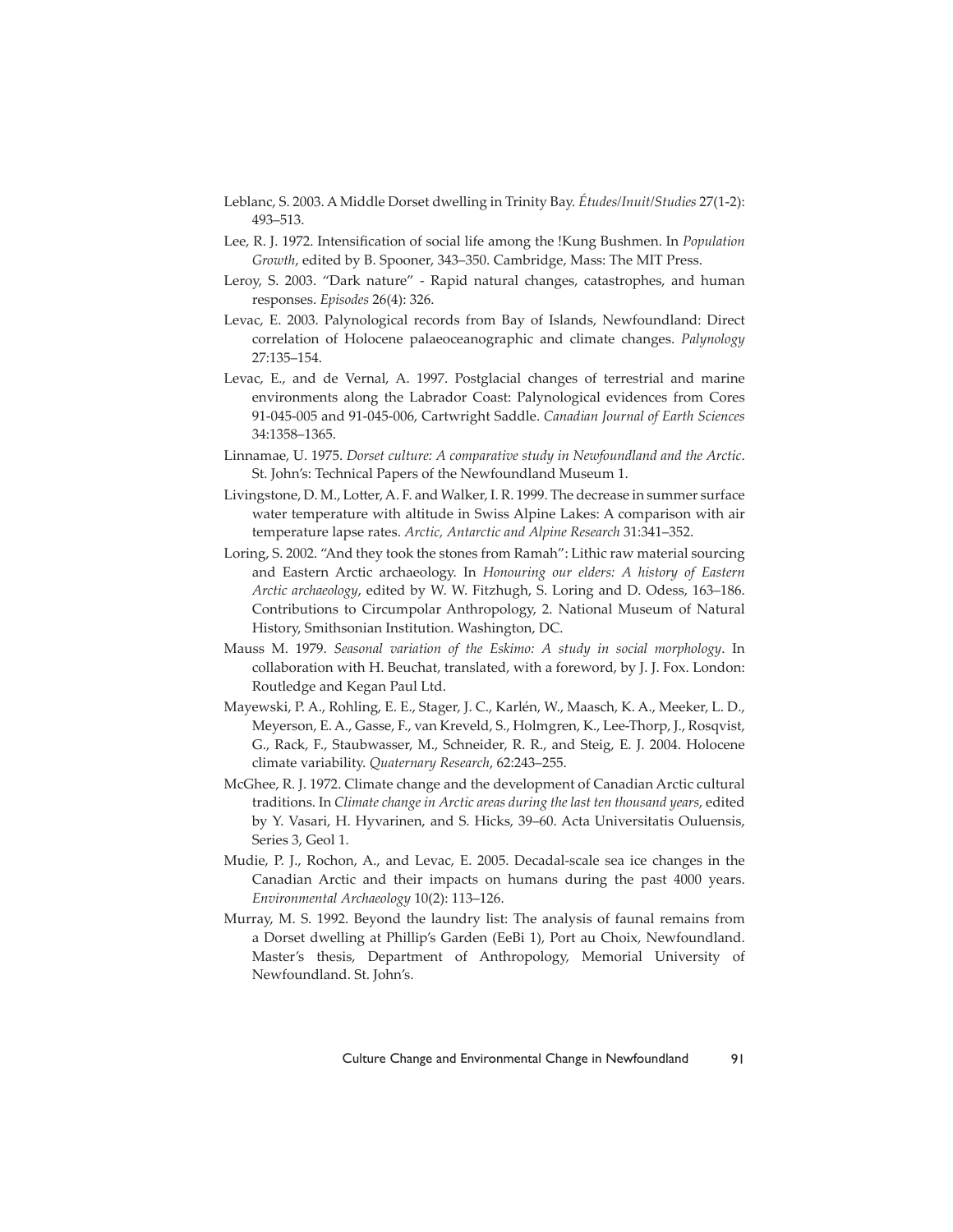Leblanc, S. 2003. A Middle Dorset dwelling in Trinity Bay. *Études/Inuit/Studies* 27(1-2): 493–513.

Lee, R. J. 1972. Intensification of social life among the !Kung Bushmen. In *Population Growth*, edited by B. Spooner, 343–350. Cambridge, Mass: The MIT Press.

Leroy, S. 2003. "Dark nature" - Rapid natural changes, catastrophes, and human responses. *Episodes* 26(4): 326.

Levac, E. 2003. Palynological records from Bay of Islands, Newfoundland: Direct correlation of Holocene palaeoceanographic and climate changes. *Palynology* 27:135–154.

Levac, E., and de Vernal, A. 1997. Postglacial changes of terrestrial and marine environments along the Labrador Coast: Palynological evidences from Cores 91-045-005 and 91-045-006, Cartwright Saddle. *Canadian Journal of Earth Sciences* 34:1358–1365.

Linnamae, U. 1975. *Dorset culture: A comparative study in Newfoundland and the Arctic*. St. John's: Technical Papers of the Newfoundland Museum 1.

Livingstone, D. M., Lotter, A. F. and Walker, I. R. 1999. The decrease in summer surface water temperature with altitude in Swiss Alpine Lakes: A comparison with air temperature lapse rates. *Arctic, Antarctic and Alpine Research* 31:341–352.

Loring, S. 2002. "And they took the stones from Ramah": Lithic raw material sourcing and Eastern Arctic archaeology. In *Honouring our elders: A history of Eastern Arctic archaeology*, edited by W. W. Fitzhugh, S. Loring and D. Odess, 163–186. Contributions to Circumpolar Anthropology, 2. National Museum of Natural History, Smithsonian Institution. Washington, DC.

Mauss M. 1979. *Seasonal variation of the Eskimo: A study in social morphology*. In collaboration with H. Beuchat, translated, with a foreword, by J. J. Fox. London: Routledge and Kegan Paul Ltd.

Mayewski, P. A., Rohling, E. E., Stager, J. C., Karlén, W., Maasch, K. A., Meeker, L. D., Meyerson, E. A., Gasse, F., van Kreveld, S., Holmgren, K., Lee-Thorp, J., Rosqvist, G., Rack, F., Staubwasser, M., Schneider, R. R., and Steig, E. J. 2004. Holocene climate variability. *Quaternary Research*, 62:243–255.

McGhee, R. J. 1972. Climate change and the development of Canadian Arctic cultural traditions. In *Climate change in Arctic areas during the last ten thousand years*, edited by Y. Vasari, H. Hyvarinen, and S. Hicks, 39–60. Acta Universitatis Ouluensis, Series 3, Geol 1.

Mudie, P. J., Rochon, A., and Levac, E. 2005. Decadal-scale sea ice changes in the Canadian Arctic and their impacts on humans during the past 4000 years. *Environmental Archaeology* 10(2): 113–126.

Murray, M. S. 1992. Beyond the laundry list: The analysis of faunal remains from a Dorset dwelling at Phillip's Garden (EeBi 1), Port au Choix, Newfoundland. Master's thesis, Department of Anthropology, Memorial University of Newfoundland. St. John's.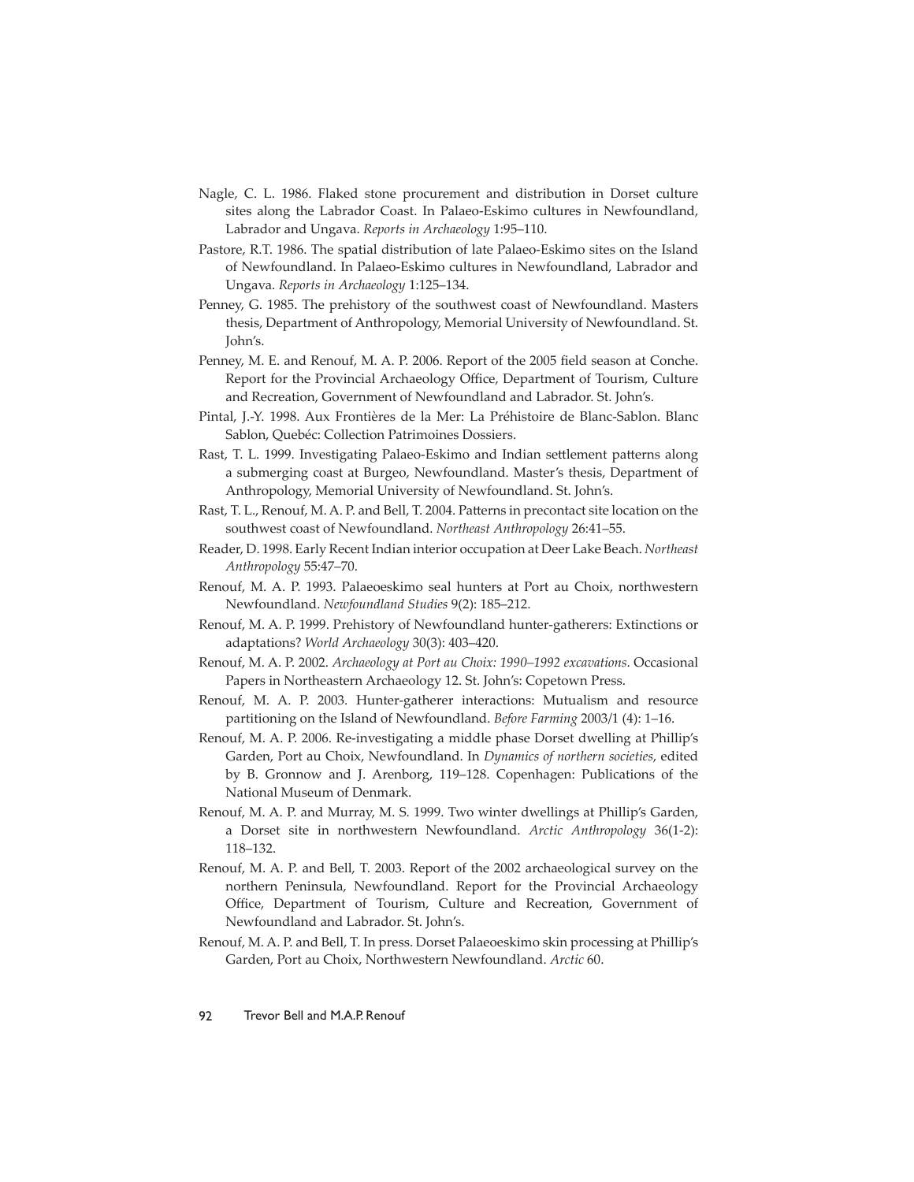Nagle, C. L. 1986. Flaked stone procurement and distribution in Dorset culture sites along the Labrador Coast. In Palaeo-Eskimo cultures in Newfoundland, Labrador and Ungava. *Reports in Archaeology* 1:95–110.

Pastore, R.T. 1986. The spatial distribution of late Palaeo-Eskimo sites on the Island of Newfoundland. In Palaeo-Eskimo cultures in Newfoundland, Labrador and Ungava. *Reports in Archaeology* 1:125–134.

Penney, G. 1985. The prehistory of the southwest coast of Newfoundland. Masters thesis, Department of Anthropology, Memorial University of Newfoundland. St. John's.

Penney, M. E. and Renouf, M. A. P. 2006. Report of the 2005 field season at Conche. Report for the Provincial Archaeology Office, Department of Tourism, Culture and Recreation, Government of Newfoundland and Labrador. St. John's.

Pintal, J.-Y. 1998. Aux Frontières de la Mer: La Préhistoire de Blanc-Sablon. Blanc Sablon, Quebéc: Collection Patrimoines Dossiers.

Rast, T. L. 1999. Investigating Palaeo-Eskimo and Indian settlement patterns along a submerging coast at Burgeo, Newfoundland. Master's thesis, Department of Anthropology, Memorial University of Newfoundland. St. John's.

Rast, T. L., Renouf, M. A. P. and Bell, T. 2004. Patterns in precontact site location on the southwest coast of Newfoundland. *Northeast Anthropology* 26:41–55.

Reader, D. 1998. Early Recent Indian interior occupation at Deer Lake Beach. *Northeast Anthropology* 55:47–70.

Renouf, M. A. P. 1993. Palaeoeskimo seal hunters at Port au Choix, northwestern Newfoundland. *Newfoundland Studies* 9(2): 185–212.

Renouf, M. A. P. 1999. Prehistory of Newfoundland hunter-gatherers: Extinctions or adaptations? *World Archaeology* 30(3): 403–420.

Renouf, M. A. P. 2002. *Archaeology at Port au Choix: 1990–1992 excavations*. Occasional Papers in Northeastern Archaeology 12. St. John's: Copetown Press.

Renouf, M. A. P. 2003. Hunter-gatherer interactions: Mutualism and resource partitioning on the Island of Newfoundland. *Before Farming* 2003/1 (4): 1–16.

Renouf, M. A. P. 2006. Re-investigating a middle phase Dorset dwelling at Phillip's Garden, Port au Choix, Newfoundland. In *Dynamics of northern societies*, edited by B. Gronnow and J. Arenberg, 119–128. Copenhagen: Publications of the National Museum of Denmark.

Renouf, M. A. P. and Murray, M. S. 1999. Two winter dwellings at Phillip's Garden, a Dorset site in northwestern Newfoundland. *Arctic Anthropology* 36(1-2): 118–132.

Renouf, M. A. P. and Bell, T. 2003. Report of the 2002 archaeological survey on the northern Peninsula, Newfoundland. Report for the Provincial Archaeology Office, Department of Tourism, Culture and Recreation, Government of Newfoundland and Labrador. St. John's.

Renouf, M. A. P. and Bell, T. In press. Dorset Palaeoeskimo skin processing at Phillip's Garden, Port au Choix, Northwestern Newfoundland. *Arctic* 60.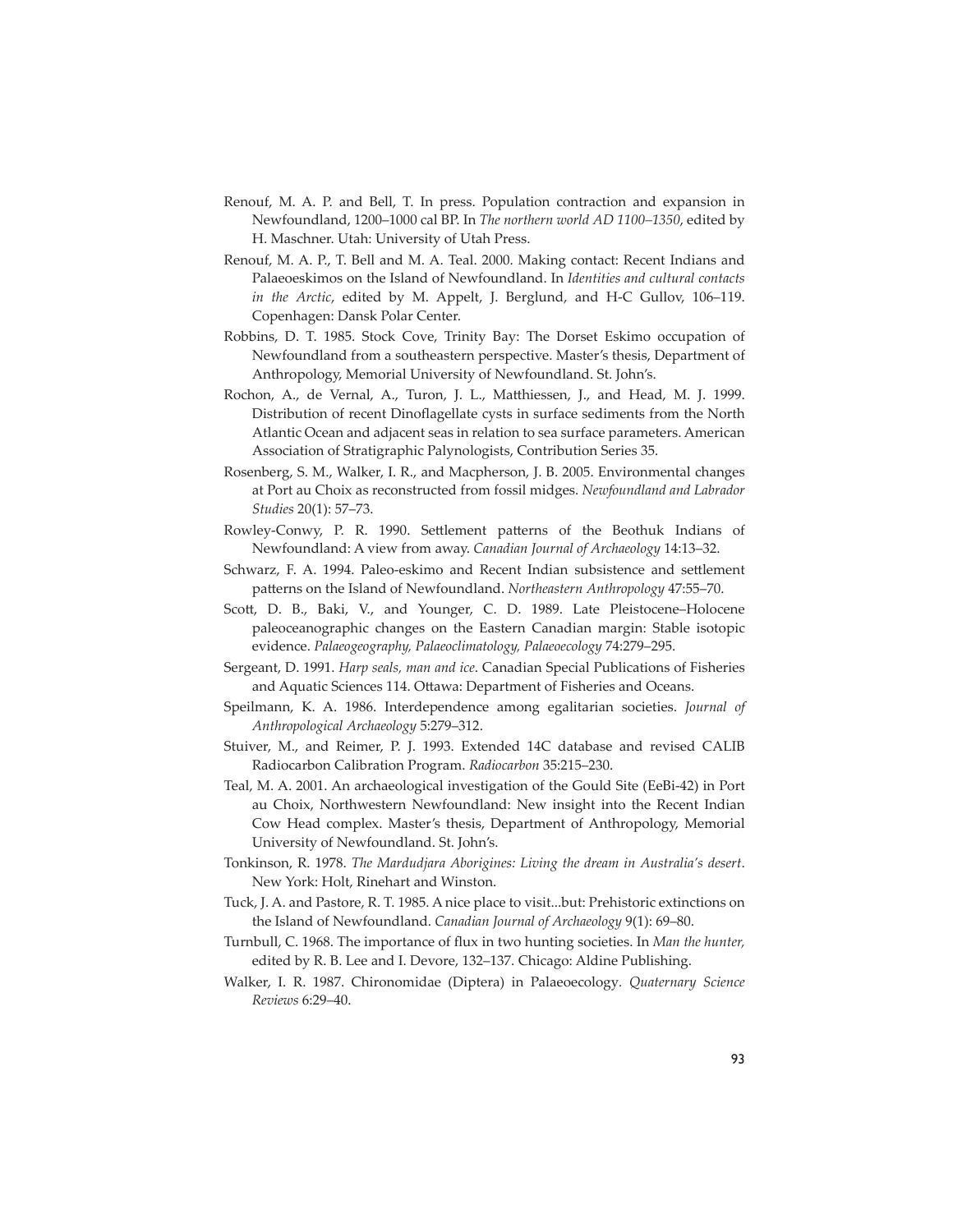Renouf, M. A. P. and Bell, T. In press. Population contraction and expansion in Newfoundland, 1200–1000 cal BP. In *The northern world AD 1100–1350*, edited by H. Maschner. Utah: University of Utah Press.

Renouf, M. A. P., T. Bell and M. A. Teal. 2000. Making contact: Recent Indians and Palaeoeskimos on the Island of Newfoundland. In *Identities and cultural contacts in the Arctic*, edited by M. Appelt, J. Berglund, and H-C Gullov, 106–119. Copenhagen: Dansk Polar Center.

Robbins, D. T. 1985. Stock Cove, Trinity Bay: The Dorset Eskimo occupation of Newfoundland from a southeastern perspective. Master's thesis, Department of Anthropology, Memorial University of Newfoundland. St. John's.

Rochon, A., de Vernal, A., Turon, J. L., Matthiessen, J., and Head, M. J. 1999. Distribution of recent Dinoflagellate cysts in surface sediments from the North Atlantic Ocean and adjacent seas in relation to sea surface parameters. American Association of Stratigraphic Palynologists, Contribution Series 35.

Rosenberg, S. M., Walker, I. R., and Macpherson, J. B. 2005. Environmental changes at Port au Choix as reconstructed from fossil midges. *Newfoundland and Labrador Studies* 20(1): 57–73.

Rowley-Conwy, P. R. 1990. Settlement patterns of the Beothuk Indians of Newfoundland: A view from away. *Canadian Journal of Archaeology* 14:13–32.

Schwarz, F. A. 1994. Paleo-eskimo and Recent Indian subsistence and settlement patterns on the Island of Newfoundland. *Northeastern Anthropology* 47:55–70.

Scott, D. B., Baki, V., and Younger, C. D. 1989. Late Pleistocene–Holocene paleoceanographic changes on the Eastern Canadian margin: Stable isotopic evidence. *Palaeogeography, Palaeoclimatology, Palaeoecology* 74:279–295.

Sergeant, D. 1991. *Harp seals, man and ice*. Canadian Special Publications of Fisheries and Aquatic Sciences 114. Ottawa: Department of Fisheries and Oceans.

Speilmann, K. A. 1986. Interdependence among egalitarian societies. *Journal of Anthropological Archaeology* 5:279–312.

Stuiver, M., and Reimer, P. J. 1993. Extended 14C database and revised CALIB Radiocarbon Calibration Program. *Radiocarbon* 35:215–230.

Teal, M. A. 2001. An archaeological investigation of the Gould Site (EeBi-42) in Port au Choix, Northwestern Newfoundland: New insight into the Recent Indian Cow Head complex. Master's thesis, Department of Anthropology, Memorial University of Newfoundland. St. John's.

Tonkinson, R. 1978. *The Mardudjara Aborigines: Living the dream in Australia's desert*. New York: Holt, Rinehart and Winston.

Tuck, J. A. and Pastore, R. T. 1985. A nice place to visit...but: Prehistoric extinctions on the Island of Newfoundland. *Canadian Journal of Archaeology* 9(1): 69–80.

Turnbull, C. 1968. The importance of flux in two hunting societies. In *Man the hunter,* edited by R. B. Lee and I. Devore, 132–137. Chicago: Aldine Publishing.

Walker, I. R. 1987. Chironomidae (Diptera) in Palaeoecology. *Quaternary Science Reviews* 6:29–40.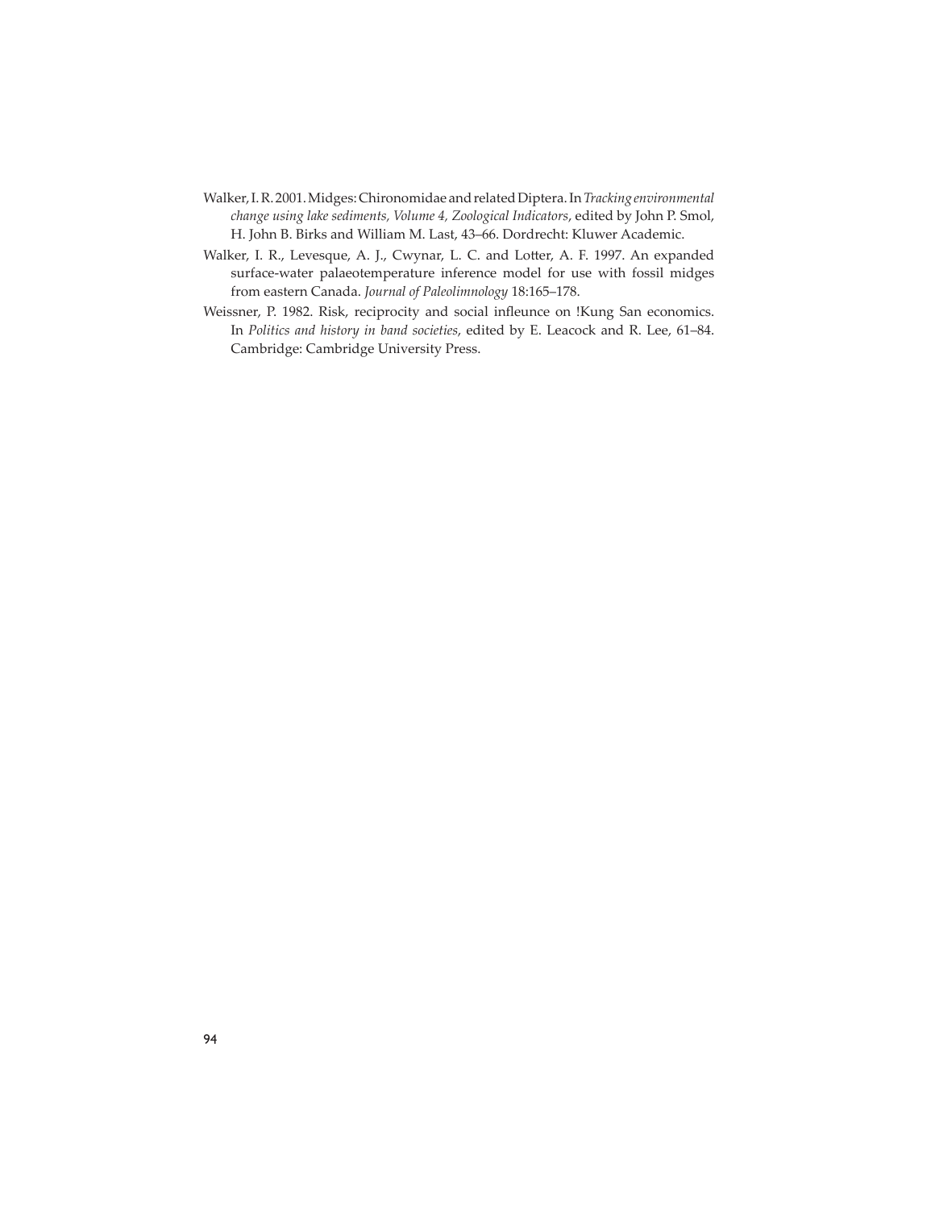Walker, I. R. 2001. Midges: Chironomidae and related Diptera. In *Tracking environmental change using lake sediments, Volume 4, Zoological Indicators*, edited by John P. Smol, H. John B. Birks and William M. Last, 43–66. Dordrecht: Kluwer Academic.

Walker, I. R., Levesque, A. J., Cwynar, L. C. and Lotter, A. F. 1997. An expanded surface-water palaeotemperature inference model for use with fossil midges from eastern Canada. *Journal of Paleolimnology* 18:165–178.

Weissner, P. 1982. Risk, reciprocity and social infleunce on !Kung San economics. In *Politics and history in band societies*, edited by E. Leacock and R. Lee, 61–84. Cambridge: Cambridge University Press.